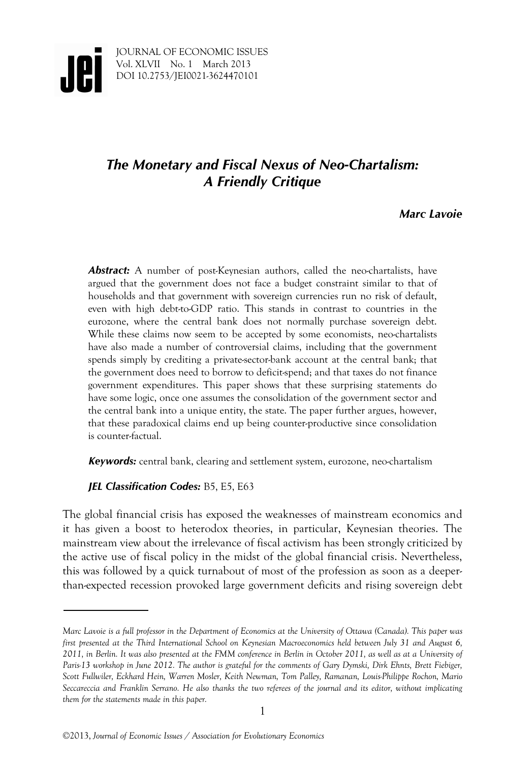JOURNAL OF ECONOMIC ISSUES
Vol. XLVII No. 1 March 2013
DOI 10.2753/JEI0021-3624470101

# *The Monetary and Fiscal Nexus of Neo-Chartalism: A Friendly Critique*

***Marc Lavoie***

***Abstract:*** A number of post-Keynesian authors, called the neo-chartalists, have argued that the government does not face a budget constraint similar to that of households and that government with sovereign currencies run no risk of default, even with high debt-to-GDP ratio. This stands in contrast to countries in the eurozone, where the central bank does not normally purchase sovereign debt. While these claims now seem to be accepted by some economists, neo-chartalists have also made a number of controversial claims, including that the government spends simply by crediting a private-sector-bank account at the central bank; that the government does need to borrow to deficit-spend; and that taxes do not finance government expenditures. This paper shows that these surprising statements do have some logic, once one assumes the consolidation of the government sector and the central bank into a unique entity, the state. The paper further argues, however, that these paradoxical claims end up being counter-productive since consolidation is counter-factual.

***Keywords:*** central bank, clearing and settlement system, eurozone, neo-chartalism

***JEL Classification Codes:*** B5, E5, E63

The global financial crisis has exposed the weaknesses of mainstream economics and it has given a boost to heterodox theories, in particular, Keynesian theories. The mainstream view about the irrelevance of fiscal activism has been strongly criticized by the active use of fiscal policy in the midst of the global financial crisis. Nevertheless, this was followed by a quick turnabout of most of the profession as soon as a deeper-than-expected recession provoked large government deficits and rising sovereign debt

---

*Marc Lavoie is a full professor in the Department of Economics at the University of Ottawa (Canada). This paper was first presented at the Third International School on Keynesian Macroeconomics held between July 31 and August 6, 2011, in Berlin. It was also presented at the FMM conference in Berlin in October 2011, as well as at a University of Paris-13 workshop in June 2012. The author is grateful for the comments of Gary Dymski, Dirk Ehnts, Brett Fiebiger, Scott Fullwiler, Eckhard Hein, Warren Mosler, Keith Newman, Tom Palley, Ramanan, Louis-Philippe Rochon, Mario Seccareccia and Franklin Serrano. He also thanks the two referees of the journal and its editor, without implicating them for the statements made in this paper.*

©2013, *Journal of Economic Issues / Association for Evolutionary Economics*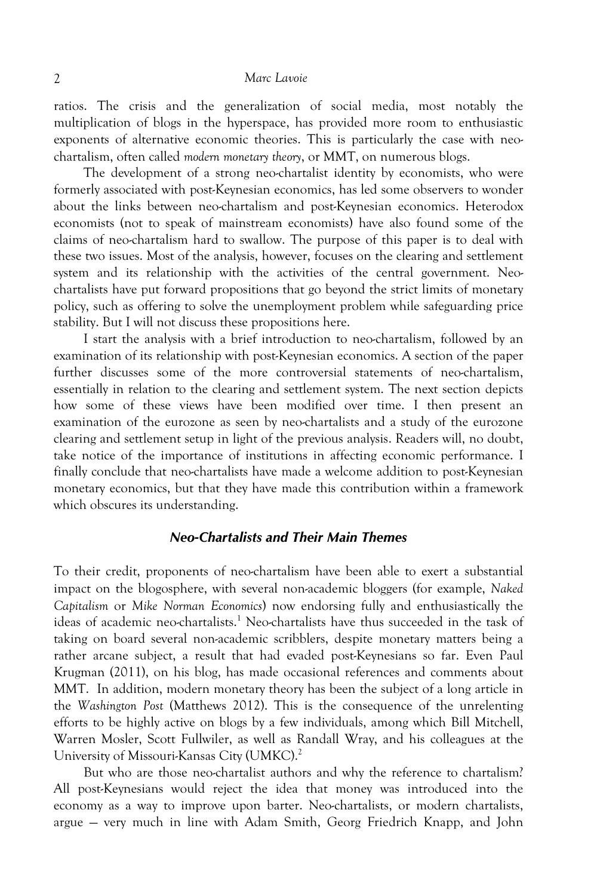ratios. The crisis and the generalization of social media, most notably the multiplication of blogs in the hyperspace, has provided more room to enthusiastic exponents of alternative economic theories. This is particularly the case with neo-chartalism, often called *modern monetary theory*, or MMT, on numerous blogs.

The development of a strong neo-chartalist identity by economists, who were formerly associated with post-Keynesian economics, has led some observers to wonder about the links between neo-chartalism and post-Keynesian economics. Heterodox economists (not to speak of mainstream economists) have also found some of the claims of neo-chartalism hard to swallow. The purpose of this paper is to deal with these two issues. Most of the analysis, however, focuses on the clearing and settlement system and its relationship with the activities of the central government. Neo-chartalists have put forward propositions that go beyond the strict limits of monetary policy, such as offering to solve the unemployment problem while safeguarding price stability. But I will not discuss these propositions here.

I start the analysis with a brief introduction to neo-chartalism, followed by an examination of its relationship with post-Keynesian economics. A section of the paper further discusses some of the more controversial statements of neo-chartalism, essentially in relation to the clearing and settlement system. The next section depicts how some of these views have been modified over time. I then present an examination of the eurozone as seen by neo-chartalists and a study of the eurozone clearing and settlement setup in light of the previous analysis. Readers will, no doubt, take notice of the importance of institutions in affecting economic performance. I finally conclude that neo-chartalists have made a welcome addition to post-Keynesian monetary economics, but that they have made this contribution within a framework which obscures its understanding.

## Neo-Chartalists and Their Main Themes

To their credit, proponents of neo-chartalism have been able to exert a substantial impact on the blogosphere, with several non-academic bloggers (for example, *Naked Capitalism* or *Mike Norman Economics*) now endorsing fully and enthusiastically the ideas of academic neo-chartalists.[1] Neo-chartalists have thus succeeded in the task of taking on board several non-academic scribblers, despite monetary matters being a rather arcane subject, a result that had evaded post-Keynesians so far. Even Paul Krugman (2011), on his blog, has made occasional references and comments about MMT. In addition, modern monetary theory has been the subject of a long article in the *Washington Post* (Matthews 2012). This is the consequence of the unrelenting efforts to be highly active on blogs by a few individuals, among which Bill Mitchell, Warren Mosler, Scott Fullwiler, as well as Randall Wray, and his colleagues at the University of Missouri-Kansas City (UMKC).[2]

But who are those neo-chartalist authors and why the reference to chartalism? All post-Keynesians would reject the idea that money was introduced into the economy as a way to improve upon barter. Neo-chartalists, or modern chartalists, argue — very much in line with Adam Smith, Georg Friedrich Knapp, and John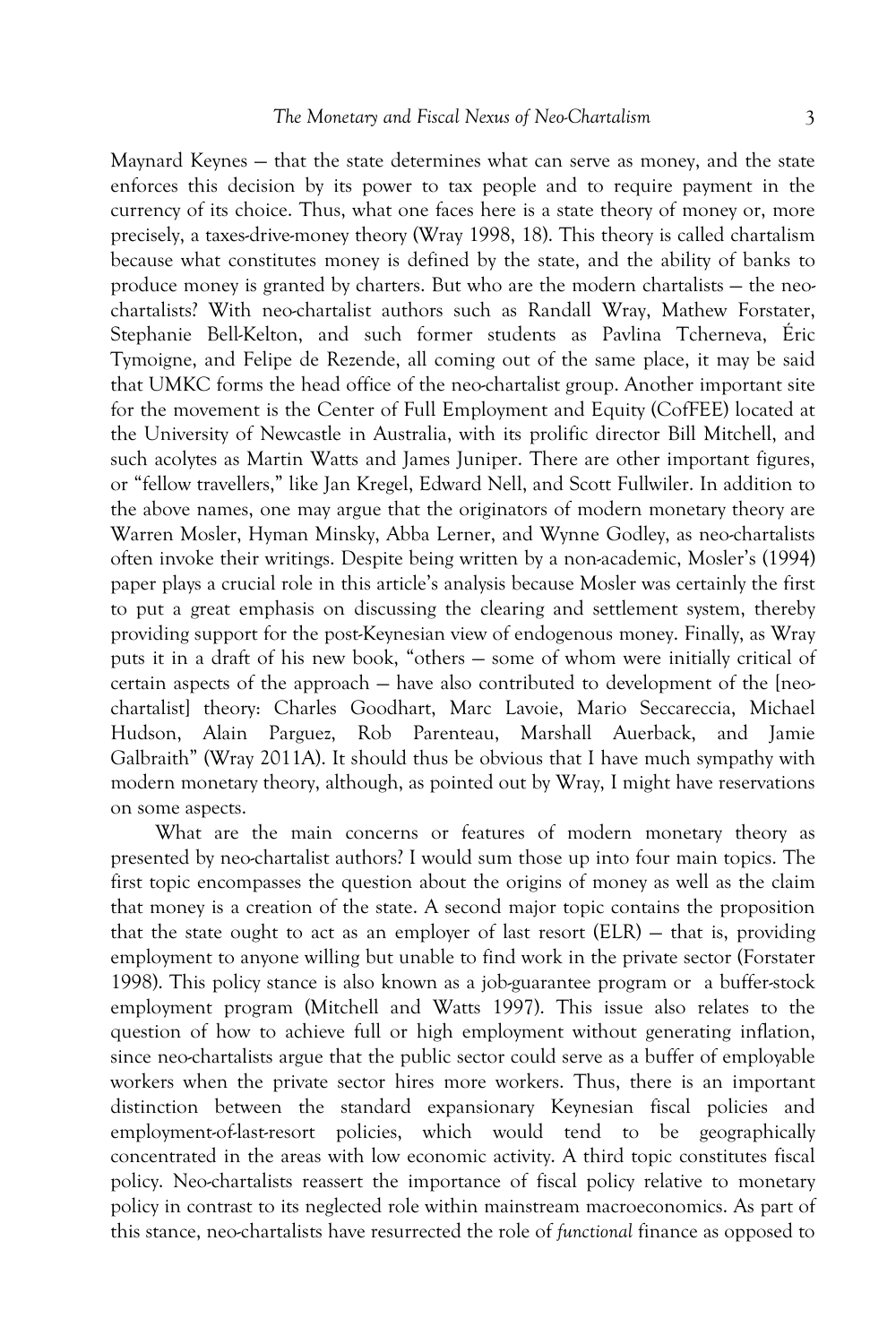Maynard Keynes — that the state determines what can serve as money, and the state enforces this decision by its power to tax people and to require payment in the currency of its choice. Thus, what one faces here is a state theory of money or, more precisely, a taxes-drive-money theory (Wray 1998, 18). This theory is called chartalism because what constitutes money is defined by the state, and the ability of banks to produce money is granted by charters. But who are the modern chartalists — the neo-chartalists? With neo-chartalist authors such as Randall Wray, Mathew Forstater, Stephanie Bell-Kelton, and such former students as Pavlina Tcherneva, Éric Tymoigne, and Felipe de Rezende, all coming out of the same place, it may be said that UMKC forms the head office of the neo-chartalist group. Another important site for the movement is the Center of Full Employment and Equity (CofFEE) located at the University of Newcastle in Australia, with its prolific director Bill Mitchell, and such acolytes as Martin Watts and James Juniper. There are other important figures, or "fellow travellers," like Jan Kregel, Edward Nell, and Scott Fullwiler. In addition to the above names, one may argue that the originators of modern monetary theory are Warren Mosler, Hyman Minsky, Abba Lerner, and Wynne Godley, as neo-chartalists often invoke their writings. Despite being written by a non-academic, Mosler's (1994) paper plays a crucial role in this article's analysis because Mosler was certainly the first to put a great emphasis on discussing the clearing and settlement system, thereby providing support for the post-Keynesian view of endogenous money. Finally, as Wray puts it in a draft of his new book, "others — some of whom were initially critical of certain aspects of the approach — have also contributed to development of the [neo-chartalist] theory: Charles Goodhart, Marc Lavoie, Mario Seccareccia, Michael Hudson, Alain Parguez, Rob Parenteau, Marshall Auerback, and Jamie Galbraith" (Wray 2011A). It should thus be obvious that I have much sympathy with modern monetary theory, although, as pointed out by Wray, I might have reservations on some aspects.

What are the main concerns or features of modern monetary theory as presented by neo-chartalist authors? I would sum those up into four main topics. The first topic encompasses the question about the origins of money as well as the claim that money is a creation of the state. A second major topic contains the proposition that the state ought to act as an employer of last resort (ELR) — that is, providing employment to anyone willing but unable to find work in the private sector (Forstater 1998). This policy stance is also known as a job-guarantee program or a buffer-stock employment program (Mitchell and Watts 1997). This issue also relates to the question of how to achieve full or high employment without generating inflation, since neo-chartalists argue that the public sector could serve as a buffer of employable workers when the private sector hires more workers. Thus, there is an important distinction between the standard expansionary Keynesian fiscal policies and employment-of-last-resort policies, which would tend to be geographically concentrated in the areas with low economic activity. A third topic constitutes fiscal policy. Neo-chartalists reassert the importance of fiscal policy relative to monetary policy in contrast to its neglected role within mainstream macroeconomics. As part of this stance, neo-chartalists have resurrected the role of *functional* finance as opposed to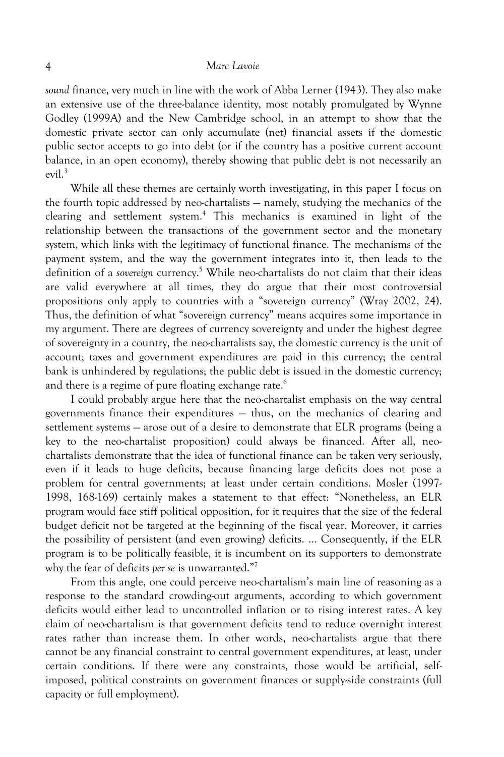*sound* finance, very much in line with the work of Abba Lerner (1943). They also make an extensive use of the three-balance identity, most notably promulgated by Wynne Godley (1999A) and the New Cambridge school, in an attempt to show that the domestic private sector can only accumulate (net) financial assets if the domestic public sector accepts to go into debt (or if the country has a positive current account balance, in an open economy), thereby showing that public debt is not necessarily an evil.[3]

While all these themes are certainly worth investigating, in this paper I focus on the fourth topic addressed by neo-chartalists — namely, studying the mechanics of the clearing and settlement system.[4] This mechanics is examined in light of the relationship between the transactions of the government sector and the monetary system, which links with the legitimacy of functional finance. The mechanisms of the payment system, and the way the government integrates into it, then leads to the definition of a *sovereign* currency.[5] While neo-chartalists do not claim that their ideas are valid everywhere at all times, they do argue that their most controversial propositions only apply to countries with a "sovereign currency" (Wray 2002, 24). Thus, the definition of what "sovereign currency" means acquires some importance in my argument. There are degrees of currency sovereignty and under the highest degree of sovereignty in a country, the neo-chartalists say, the domestic currency is the unit of account; taxes and government expenditures are paid in this currency; the central bank is unhindered by regulations; the public debt is issued in the domestic currency; and there is a regime of pure floating exchange rate.[6]

I could probably argue here that the neo-chartalist emphasis on the way central governments finance their expenditures — thus, on the mechanics of clearing and settlement systems — arose out of a desire to demonstrate that ELR programs (being a key to the neo-chartalist proposition) could always be financed. After all, neo-chartalists demonstrate that the idea of functional finance can be taken very seriously, even if it leads to huge deficits, because financing large deficits does not pose a problem for central governments; at least under certain conditions. Mosler (1997-1998, 168-169) certainly makes a statement to that effect: "Nonetheless, an ELR program would face stiff political opposition, for it requires that the size of the federal budget deficit not be targeted at the beginning of the fiscal year. Moreover, it carries the possibility of persistent (and even growing) deficits. ... Consequently, if the ELR program is to be politically feasible, it is incumbent on its supporters to demonstrate why the fear of deficits *per se* is unwarranted."[7]

From this angle, one could perceive neo-chartalism's main line of reasoning as a response to the standard crowding-out arguments, according to which government deficits would either lead to uncontrolled inflation or to rising interest rates. A key claim of neo-chartalism is that government deficits tend to reduce overnight interest rates rather than increase them. In other words, neo-chartalists argue that there cannot be any financial constraint to central government expenditures, at least, under certain conditions. If there were any constraints, those would be artificial, self-imposed, political constraints on government finances or supply-side constraints (full capacity or full employment).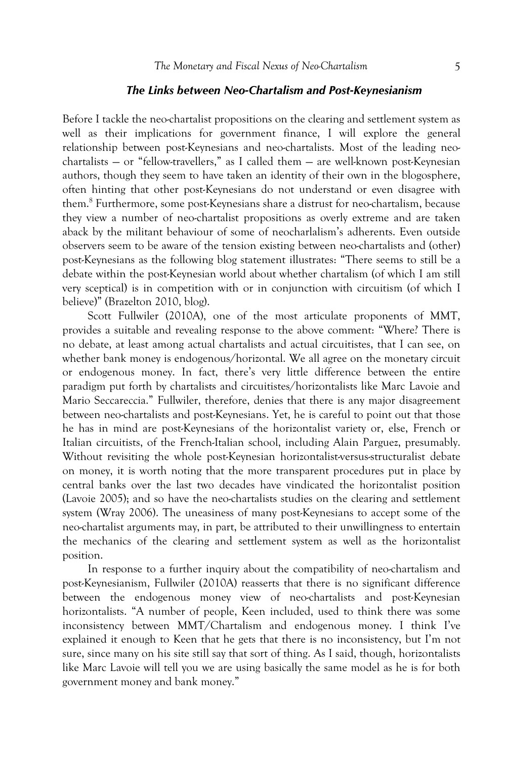### *The Links between Neo-Chartalism and Post-Keynesianism*

Before I tackle the neo-chartalist propositions on the clearing and settlement system as well as their implications for government finance, I will explore the general relationship between post-Keynesians and neo-chartalists. Most of the leading neo-chartalists — or "fellow-travellers," as I called them — are well-known post-Keynesian authors, though they seem to have taken an identity of their own in the blogosphere, often hinting that other post-Keynesians do not understand or even disagree with them.[8] Furthermore, some post-Keynesians share a distrust for neo-chartalism, because they view a number of neo-chartalist propositions as overly extreme and are taken aback by the militant behaviour of some of neocharlalism's adherents. Even outside observers seem to be aware of the tension existing between neo-chartalists and (other) post-Keynesians as the following blog statement illustrates: "There seems to still be a debate within the post-Keynesian world about whether chartalism (of which I am still very sceptical) is in competition with or in conjunction with circuitism (of which I believe)" (Brazelton 2010, blog).

Scott Fullwiler (2010A), one of the most articulate proponents of MMT, provides a suitable and revealing response to the above comment: "Where? There is no debate, at least among actual chartalists and actual circuitistes, that I can see, on whether bank money is endogenous/horizontal. We all agree on the monetary circuit or endogenous money. In fact, there's very little difference between the entire paradigm put forth by chartalists and circuitistes/horizontalists like Marc Lavoie and Mario Seccareccia." Fullwiler, therefore, denies that there is any major disagreement between neo-chartalists and post-Keynesians. Yet, he is careful to point out that those he has in mind are post-Keynesians of the horizontalist variety or, else, French or Italian circuitists, of the French-Italian school, including Alain Parguez, presumably. Without revisiting the whole post-Keynesian horizontalist-versus-structuralist debate on money, it is worth noting that the more transparent procedures put in place by central banks over the last two decades have vindicated the horizontalist position (Lavoie 2005); and so have the neo-chartalists studies on the clearing and settlement system (Wray 2006). The uneasiness of many post-Keynesians to accept some of the neo-chartalist arguments may, in part, be attributed to their unwillingness to entertain the mechanics of the clearing and settlement system as well as the horizontalist position.

In response to a further inquiry about the compatibility of neo-chartalism and post-Keynesianism, Fullwiler (2010A) reasserts that there is no significant difference between the endogenous money view of neo-chartalists and post-Keynesian horizontalists. "A number of people, Keen included, used to think there was some inconsistency between MMT/Chartalism and endogenous money. I think I've explained it enough to Keen that he gets that there is no inconsistency, but I'm not sure, since many on his site still say that sort of thing. As I said, though, horizontalists like Marc Lavoie will tell you we are using basically the same model as he is for both government money and bank money."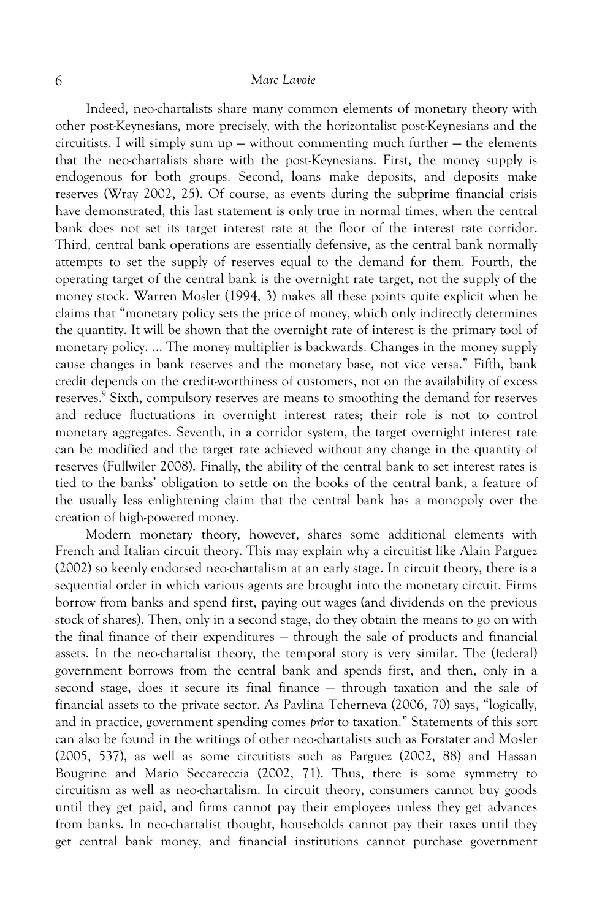Indeed, neo-chartalists share many common elements of monetary theory with other post-Keynesians, more precisely, with the horizontalist post-Keynesians and the circuitists. I will simply sum up — without commenting much further — the elements that the neo-chartalists share with the post-Keynesians. First, the money supply is endogenous for both groups. Second, loans make deposits, and deposits make reserves (Wray 2002, 25). Of course, as events during the subprime financial crisis have demonstrated, this last statement is only true in normal times, when the central bank does not set its target interest rate at the floor of the interest rate corridor. Third, central bank operations are essentially defensive, as the central bank normally attempts to set the supply of reserves equal to the demand for them. Fourth, the operating target of the central bank is the overnight rate target, not the supply of the money stock. Warren Mosler (1994, 3) makes all these points quite explicit when he claims that "monetary policy sets the price of money, which only indirectly determines the quantity. It will be shown that the overnight rate of interest is the primary tool of monetary policy. ... The money multiplier is backwards. Changes in the money supply cause changes in bank reserves and the monetary base, not vice versa." Fifth, bank credit depends on the credit-worthiness of customers, not on the availability of excess reserves.[9] Sixth, compulsory reserves are means to smoothing the demand for reserves and reduce fluctuations in overnight interest rates; their role is not to control monetary aggregates. Seventh, in a corridor system, the target overnight interest rate can be modified and the target rate achieved without any change in the quantity of reserves (Fullwiler 2008). Finally, the ability of the central bank to set interest rates is tied to the banks' obligation to settle on the books of the central bank, a feature of the usually less enlightening claim that the central bank has a monopoly over the creation of high-powered money.

Modern monetary theory, however, shares some additional elements with French and Italian circuit theory. This may explain why a circuitist like Alain Parguez (2002) so keenly endorsed neo-chartalism at an early stage. In circuit theory, there is a sequential order in which various agents are brought into the monetary circuit. Firms borrow from banks and spend first, paying out wages (and dividends on the previous stock of shares). Then, only in a second stage, do they obtain the means to go on with the final finance of their expenditures — through the sale of products and financial assets. In the neo-chartalist theory, the temporal story is very similar. The (federal) government borrows from the central bank and spends first, and then, only in a second stage, does it secure its final finance — through taxation and the sale of financial assets to the private sector. As Pavlina Tcherneva (2006, 70) says, "logically, and in practice, government spending comes *prior* to taxation." Statements of this sort can also be found in the writings of other neo-chartalists such as Forstater and Mosler (2005, 537), as well as some circuitists such as Parguez (2002, 88) and Hassan Bougrine and Mario Seccareccia (2002, 71). Thus, there is some symmetry to circuitism as well as neo-chartalism. In circuit theory, consumers cannot buy goods until they get paid, and firms cannot pay their employees unless they get advances from banks. In neo-chartalist thought, households cannot pay their taxes until they get central bank money, and financial institutions cannot purchase government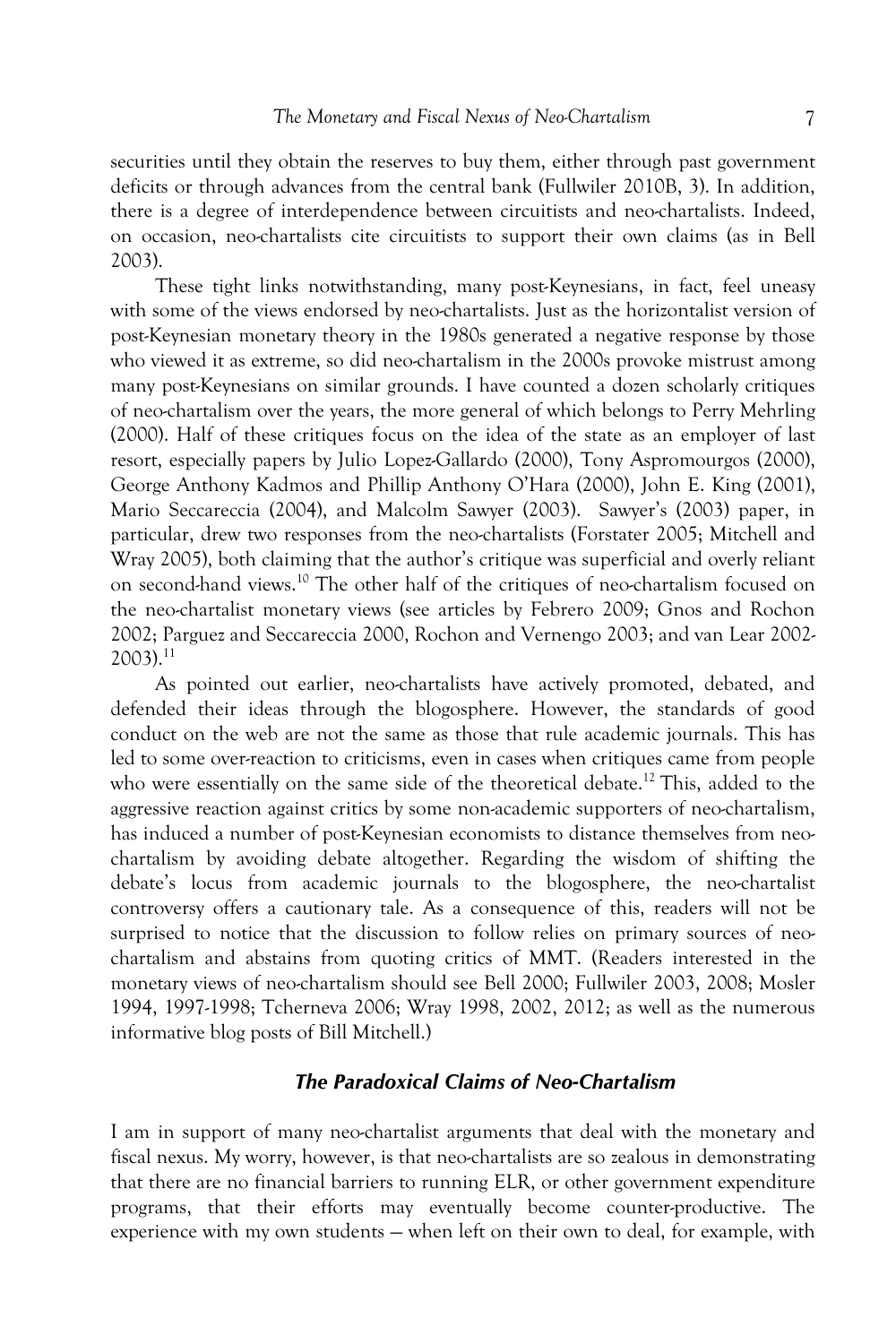securities until they obtain the reserves to buy them, either through past government deficits or through advances from the central bank (Fullwiler 2010B, 3). In addition, there is a degree of interdependence between circuitists and neo-chartalists. Indeed, on occasion, neo-chartalists cite circuitists to support their own claims (as in Bell 2003).

These tight links notwithstanding, many post-Keynesians, in fact, feel uneasy with some of the views endorsed by neo-chartalists. Just as the horizontalist version of post-Keynesian monetary theory in the 1980s generated a negative response by those who viewed it as extreme, so did neo-chartalism in the 2000s provoke mistrust among many post-Keynesians on similar grounds. I have counted a dozen scholarly critiques of neo-chartalism over the years, the more general of which belongs to Perry Mehrling (2000). Half of these critiques focus on the idea of the state as an employer of last resort, especially papers by Julio Lopez-Gallardo (2000), Tony Aspromourgos (2000), George Anthony Kadmos and Phillip Anthony O'Hara (2000), John E. King (2001), Mario Seccareccia (2004), and Malcolm Sawyer (2003). Sawyer's (2003) paper, in particular, drew two responses from the neo-chartalists (Forstater 2005; Mitchell and Wray 2005), both claiming that the author's critique was superficial and overly reliant on second-hand views.[10] The other half of the critiques of neo-chartalism focused on the neo-chartalist monetary views (see articles by Febrero 2009; Gnos and Rochon 2002; Parguez and Seccareccia 2000, Rochon and Vernengo 2003; and van Lear 2002-2003).[11]

As pointed out earlier, neo-chartalists have actively promoted, debated, and defended their ideas through the blogosphere. However, the standards of good conduct on the web are not the same as those that rule academic journals. This has led to some over-reaction to criticisms, even in cases when critiques came from people who were essentially on the same side of the theoretical debate.[12] This, added to the aggressive reaction against critics by some non-academic supporters of neo-chartalism, has induced a number of post-Keynesian economists to distance themselves from neo-chartalism by avoiding debate altogether. Regarding the wisdom of shifting the debate's locus from academic journals to the blogosphere, the neo-chartalist controversy offers a cautionary tale. As a consequence of this, readers will not be surprised to notice that the discussion to follow relies on primary sources of neo-chartalism and abstains from quoting critics of MMT. (Readers interested in the monetary views of neo-chartalism should see Bell 2000; Fullwiler 2003, 2008; Mosler 1994, 1997-1998; Tcherneva 2006; Wray 1998, 2002, 2012; as well as the numerous informative blog posts of Bill Mitchell.)

## *The Paradoxical Claims of Neo-Chartalism*

I am in support of many neo-chartalist arguments that deal with the monetary and fiscal nexus. My worry, however, is that neo-chartalists are so zealous in demonstrating that there are no financial barriers to running ELR, or other government expenditure programs, that their efforts may eventually become counter-productive. The experience with my own students — when left on their own to deal, for example, with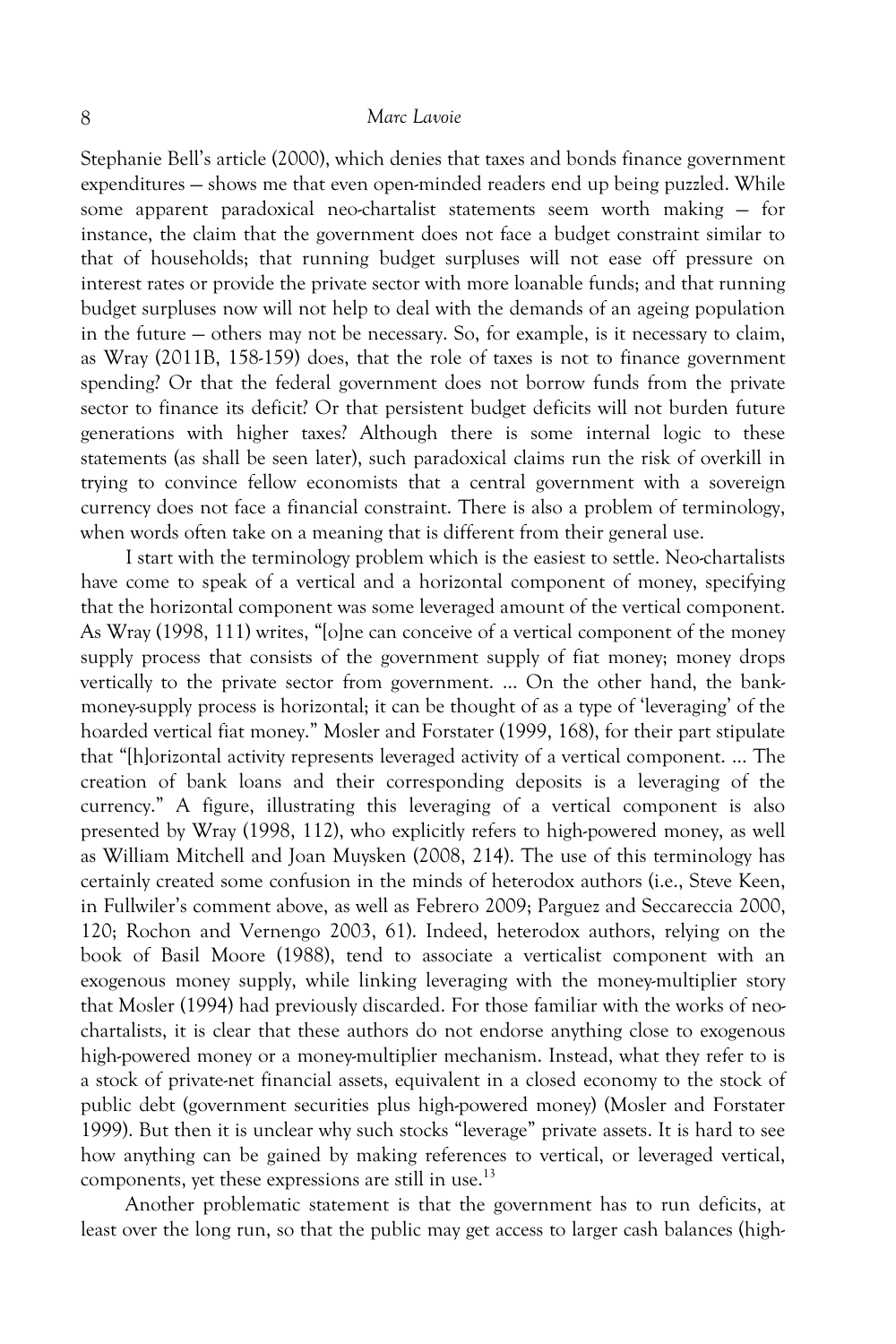Stephanie Bell's article (2000), which denies that taxes and bonds finance government expenditures — shows me that even open-minded readers end up being puzzled. While some apparent paradoxical neo-chartalist statements seem worth making — for instance, the claim that the government does not face a budget constraint similar to that of households; that running budget surpluses will not ease off pressure on interest rates or provide the private sector with more loanable funds; and that running budget surpluses now will not help to deal with the demands of an ageing population in the future — others may not be necessary. So, for example, is it necessary to claim, as Wray (2011B, 158-159) does, that the role of taxes is not to finance government spending? Or that the federal government does not borrow funds from the private sector to finance its deficit? Or that persistent budget deficits will not burden future generations with higher taxes? Although there is some internal logic to these statements (as shall be seen later), such paradoxical claims run the risk of overkill in trying to convince fellow economists that a central government with a sovereign currency does not face a financial constraint. There is also a problem of terminology, when words often take on a meaning that is different from their general use.

I start with the terminology problem which is the easiest to settle. Neo-chartalists have come to speak of a vertical and a horizontal component of money, specifying that the horizontal component was some leveraged amount of the vertical component. As Wray (1998, 111) writes, "[o]ne can conceive of a vertical component of the money supply process that consists of the government supply of fiat money; money drops vertically to the private sector from government. … On the other hand, the bank-money-supply process is horizontal; it can be thought of as a type of 'leveraging' of the hoarded vertical fiat money." Mosler and Forstater (1999, 168), for their part stipulate that "[h]orizontal activity represents leveraged activity of a vertical component. … The creation of bank loans and their corresponding deposits is a leveraging of the currency." A figure, illustrating this leveraging of a vertical component is also presented by Wray (1998, 112), who explicitly refers to high-powered money, as well as William Mitchell and Joan Muysken (2008, 214). The use of this terminology has certainly created some confusion in the minds of heterodox authors (i.e., Steve Keen, in Fullwiler's comment above, as well as Febrero 2009; Parguez and Seccareccia 2000, 120; Rochon and Vernengo 2003, 61). Indeed, heterodox authors, relying on the book of Basil Moore (1988), tend to associate a verticalist component with an exogenous money supply, while linking leveraging with the money-multiplier story that Mosler (1994) had previously discarded. For those familiar with the works of neo-chartalists, it is clear that these authors do not endorse anything close to exogenous high-powered money or a money-multiplier mechanism. Instead, what they refer to is a stock of private-net financial assets, equivalent in a closed economy to the stock of public debt (government securities plus high-powered money) (Mosler and Forstater 1999). But then it is unclear why such stocks "leverage" private assets. It is hard to see how anything can be gained by making references to vertical, or leveraged vertical, components, yet these expressions are still in use.[13]

Another problematic statement is that the government has to run deficits, at least over the long run, so that the public may get access to larger cash balances (high-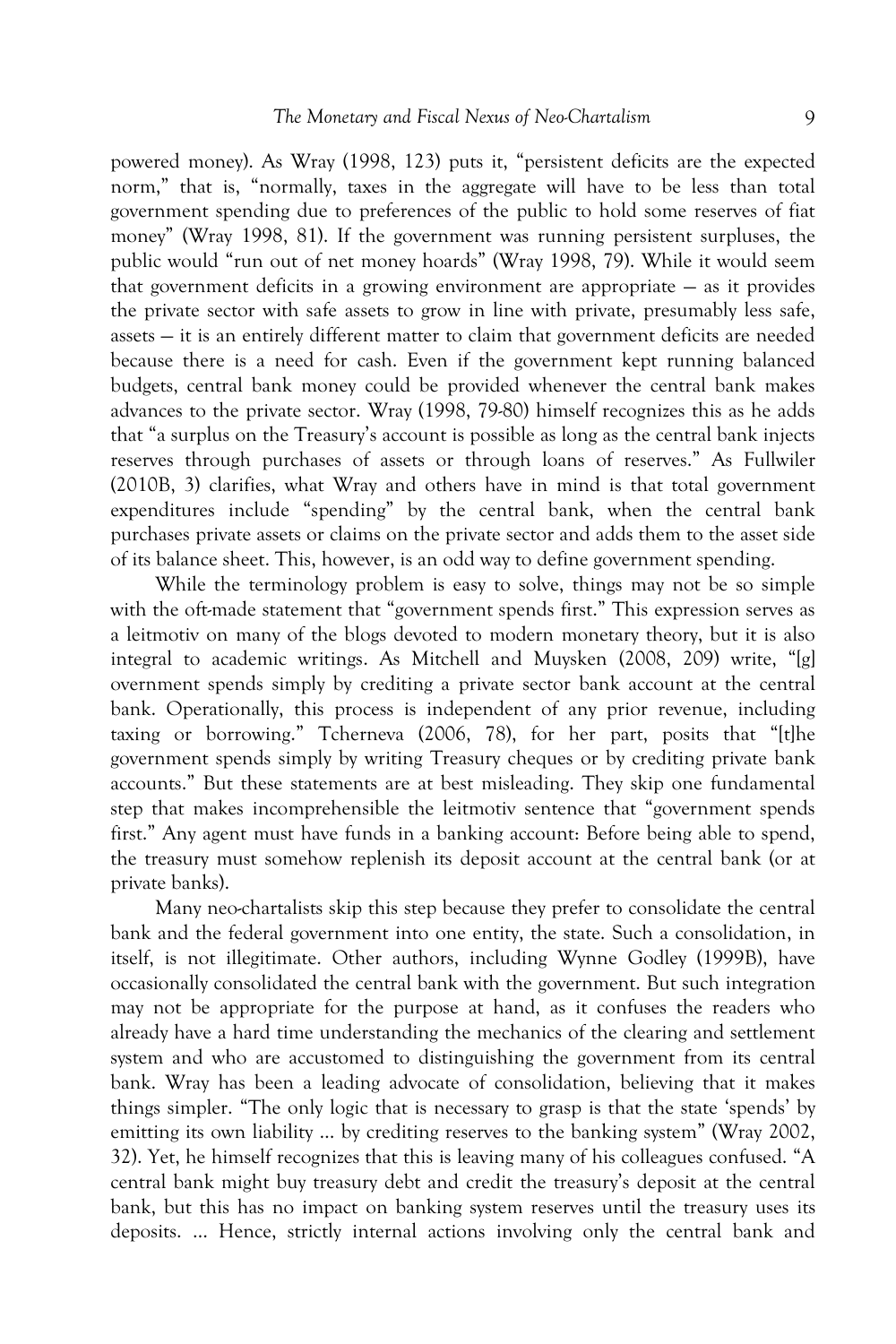powered money). As Wray (1998, 123) puts it, "persistent deficits are the expected norm," that is, "normally, taxes in the aggregate will have to be less than total government spending due to preferences of the public to hold some reserves of fiat money" (Wray 1998, 81). If the government was running persistent surpluses, the public would "run out of net money hoards" (Wray 1998, 79). While it would seem that government deficits in a growing environment are appropriate — as it provides the private sector with safe assets to grow in line with private, presumably less safe, assets — it is an entirely different matter to claim that government deficits are needed because there is a need for cash. Even if the government kept running balanced budgets, central bank money could be provided whenever the central bank makes advances to the private sector. Wray (1998, 79-80) himself recognizes this as he adds that "a surplus on the Treasury's account is possible as long as the central bank injects reserves through purchases of assets or through loans of reserves." As Fullwiler (2010B, 3) clarifies, what Wray and others have in mind is that total government expenditures include "spending" by the central bank, when the central bank purchases private assets or claims on the private sector and adds them to the asset side of its balance sheet. This, however, is an odd way to define government spending.

While the terminology problem is easy to solve, things may not be so simple with the oft-made statement that "government spends first." This expression serves as a leitmotiv on many of the blogs devoted to modern monetary theory, but it is also integral to academic writings. As Mitchell and Muysken (2008, 209) write, "[g]overnment spends simply by crediting a private sector bank account at the central bank. Operationally, this process is independent of any prior revenue, including taxing or borrowing." Tcherneva (2006, 78), for her part, posits that "[t]he government spends simply by writing Treasury cheques or by crediting private bank accounts." But these statements are at best misleading. They skip one fundamental step that makes incomprehensible the leitmotiv sentence that "government spends first." Any agent must have funds in a banking account: Before being able to spend, the treasury must somehow replenish its deposit account at the central bank (or at private banks).

Many neo-chartalists skip this step because they prefer to consolidate the central bank and the federal government into one entity, the state. Such a consolidation, in itself, is not illegitimate. Other authors, including Wynne Godley (1999B), have occasionally consolidated the central bank with the government. But such integration may not be appropriate for the purpose at hand, as it confuses the readers who already have a hard time understanding the mechanics of the clearing and settlement system and who are accustomed to distinguishing the government from its central bank. Wray has been a leading advocate of consolidation, believing that it makes things simpler. "The only logic that is necessary to grasp is that the state 'spends' by emitting its own liability ... by crediting reserves to the banking system" (Wray 2002, 32). Yet, he himself recognizes that this is leaving many of his colleagues confused. "A central bank might buy treasury debt and credit the treasury's deposit at the central bank, but this has no impact on banking system reserves until the treasury uses its deposits. ... Hence, strictly internal actions involving only the central bank and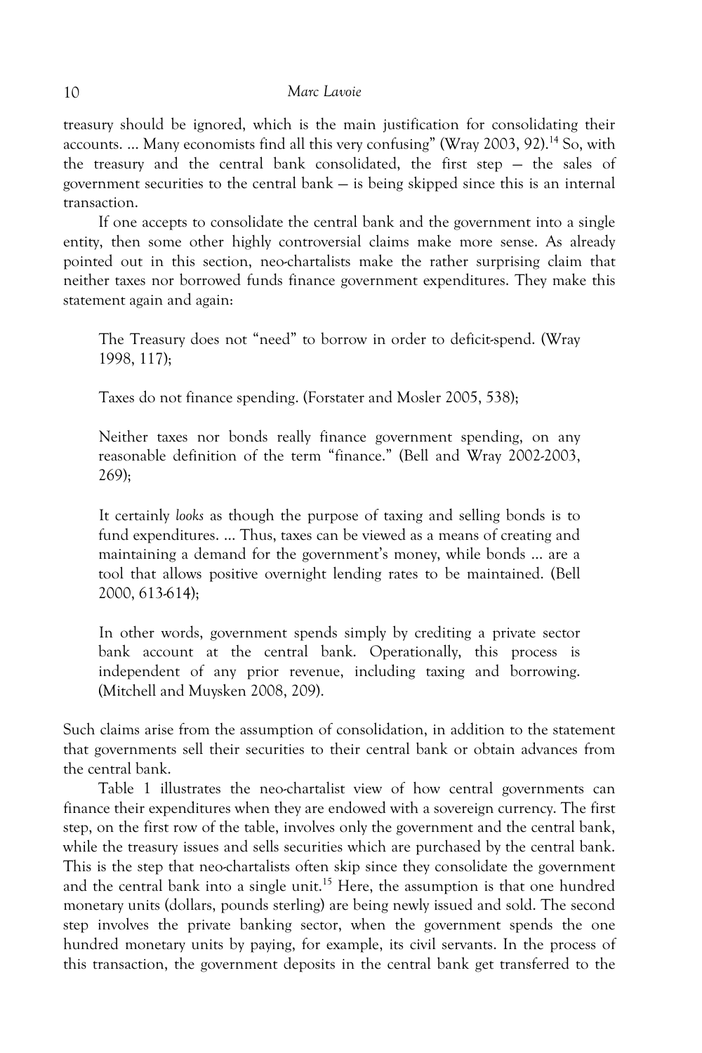treasury should be ignored, which is the main justification for consolidating their accounts. ... Many economists find all this very confusing" (Wray 2003, 92).[14] So, with the treasury and the central bank consolidated, the first step — the sales of government securities to the central bank — is being skipped since this is an internal transaction.

If one accepts to consolidate the central bank and the government into a single entity, then some other highly controversial claims make more sense. As already pointed out in this section, neo-chartalists make the rather surprising claim that neither taxes nor borrowed funds finance government expenditures. They make this statement again and again:

> The Treasury does not "need" to borrow in order to deficit-spend. (Wray 1998, 117);
>
> Taxes do not finance spending. (Forstater and Mosler 2005, 538);
>
> Neither taxes nor bonds really finance government spending, on any reasonable definition of the term "finance." (Bell and Wray 2002-2003, 269);
>
> It certainly *looks* as though the purpose of taxing and selling bonds is to fund expenditures. ... Thus, taxes can be viewed as a means of creating and maintaining a demand for the government's money, while bonds ... are a tool that allows positive overnight lending rates to be maintained. (Bell 2000, 613-614);
>
> In other words, government spends simply by crediting a private sector bank account at the central bank. Operationally, this process is independent of any prior revenue, including taxing and borrowing. (Mitchell and Muysken 2008, 209).

Such claims arise from the assumption of consolidation, in addition to the statement that governments sell their securities to their central bank or obtain advances from the central bank.

Table 1 illustrates the neo-chartalist view of how central governments can finance their expenditures when they are endowed with a sovereign currency. The first step, on the first row of the table, involves only the government and the central bank, while the treasury issues and sells securities which are purchased by the central bank. This is the step that neo-chartalists often skip since they consolidate the government and the central bank into a single unit.[15] Here, the assumption is that one hundred monetary units (dollars, pounds sterling) are being newly issued and sold. The second step involves the private banking sector, when the government spends the one hundred monetary units by paying, for example, its civil servants. In the process of this transaction, the government deposits in the central bank get transferred to the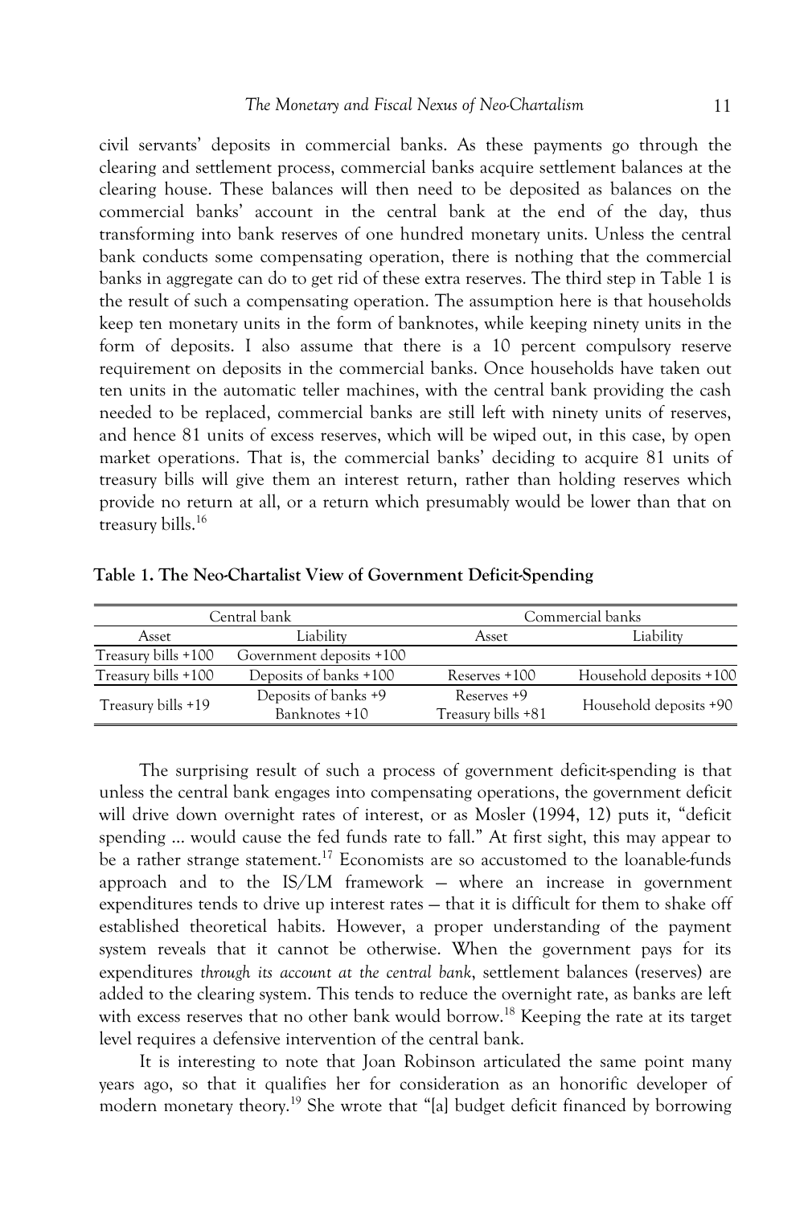civil servants' deposits in commercial banks. As these payments go through the clearing and settlement process, commercial banks acquire settlement balances at the clearing house. These balances will then need to be deposited as balances on the commercial banks' account in the central bank at the end of the day, thus transforming into bank reserves of one hundred monetary units. Unless the central bank conducts some compensating operation, there is nothing that the commercial banks in aggregate can do to get rid of these extra reserves. The third step in Table 1 is the result of such a compensating operation. The assumption here is that households keep ten monetary units in the form of banknotes, while keeping ninety units in the form of deposits. I also assume that there is a 10 percent compulsory reserve requirement on deposits in the commercial banks. Once households have taken out ten units in the automatic teller machines, with the central bank providing the cash needed to be replaced, commercial banks are still left with ninety units of reserves, and hence 81 units of excess reserves, which will be wiped out, in this case, by open market operations. That is, the commercial banks' deciding to acquire 81 units of treasury bills will give them an interest return, rather than holding reserves which provide no return at all, or a return which presumably would be lower than that on treasury bills.[16]

**Table 1. The Neo-Chartalist View of Government Deficit-Spending**

| Central bank | | Commercial banks | |
|---|---|---|---|
| Asset | Liability | Asset | Liability |
| Treasury bills +100 | Government deposits +100 | | |
| Treasury bills +100 | Deposits of banks +100 | Reserves +100 | Household deposits +100 |
| Treasury bills +19 | Deposits of banks +9<br>Banknotes +10 | Reserves +9<br>Treasury bills +81 | Household deposits +90 |

The surprising result of such a process of government deficit-spending is that unless the central bank engages into compensating operations, the government deficit will drive down overnight rates of interest, or as Mosler (1994, 12) puts it, "deficit spending … would cause the fed funds rate to fall." At first sight, this may appear to be a rather strange statement.[17] Economists are so accustomed to the loanable-funds approach and to the IS/LM framework — where an increase in government expenditures tends to drive up interest rates — that it is difficult for them to shake off established theoretical habits. However, a proper understanding of the payment system reveals that it cannot be otherwise. When the government pays for its expenditures *through its account at the central bank*, settlement balances (reserves) are added to the clearing system. This tends to reduce the overnight rate, as banks are left with excess reserves that no other bank would borrow.[18] Keeping the rate at its target level requires a defensive intervention of the central bank.

It is interesting to note that Joan Robinson articulated the same point many years ago, so that it qualifies her for consideration as an honorific developer of modern monetary theory.[19] She wrote that "[a] budget deficit financed by borrowing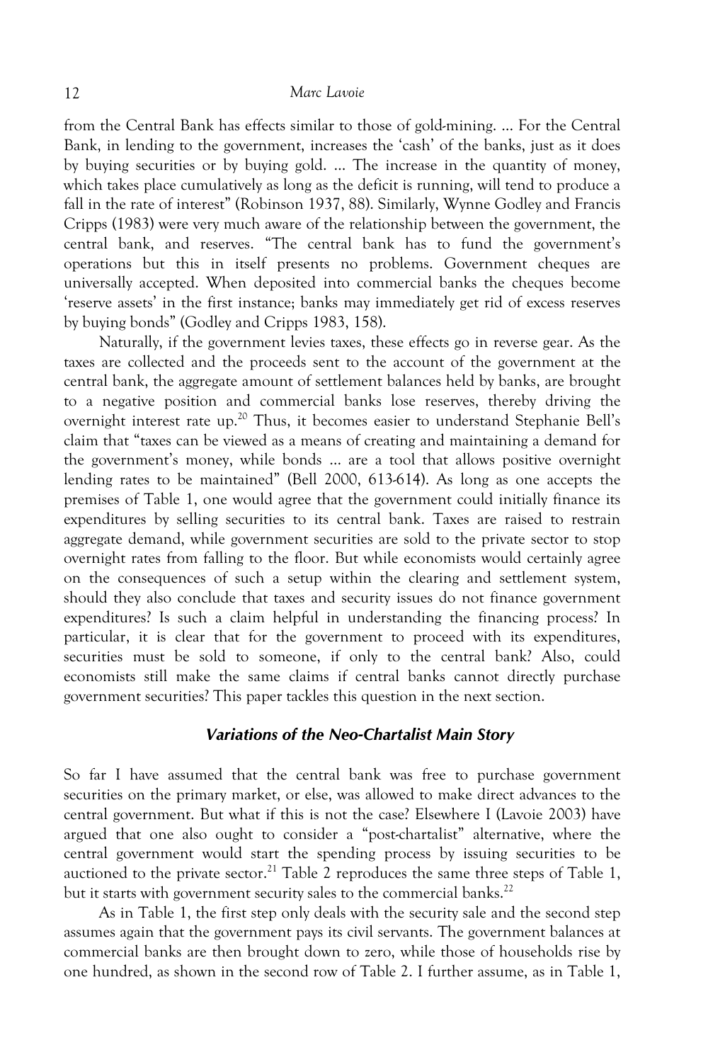from the Central Bank has effects similar to those of gold-mining. ... For the Central Bank, in lending to the government, increases the 'cash' of the banks, just as it does by buying securities or by buying gold. ... The increase in the quantity of money, which takes place cumulatively as long as the deficit is running, will tend to produce a fall in the rate of interest" (Robinson 1937, 88). Similarly, Wynne Godley and Francis Cripps (1983) were very much aware of the relationship between the government, the central bank, and reserves. "The central bank has to fund the government's operations but this in itself presents no problems. Government cheques are universally accepted. When deposited into commercial banks the cheques become 'reserve assets' in the first instance; banks may immediately get rid of excess reserves by buying bonds" (Godley and Cripps 1983, 158).

Naturally, if the government levies taxes, these effects go in reverse gear. As the taxes are collected and the proceeds sent to the account of the government at the central bank, the aggregate amount of settlement balances held by banks, are brought to a negative position and commercial banks lose reserves, thereby driving the overnight interest rate up.[20] Thus, it becomes easier to understand Stephanie Bell's claim that "taxes can be viewed as a means of creating and maintaining a demand for the government's money, while bonds ... are a tool that allows positive overnight lending rates to be maintained" (Bell 2000, 613-614). As long as one accepts the premises of Table 1, one would agree that the government could initially finance its expenditures by selling securities to its central bank. Taxes are raised to restrain aggregate demand, while government securities are sold to the private sector to stop overnight rates from falling to the floor. But while economists would certainly agree on the consequences of such a setup within the clearing and settlement system, should they also conclude that taxes and security issues do not finance government expenditures? Is such a claim helpful in understanding the financing process? In particular, it is clear that for the government to proceed with its expenditures, securities must be sold to someone, if only to the central bank? Also, could economists still make the same claims if central banks cannot directly purchase government securities? This paper tackles this question in the next section.

### *Variations of the Neo-Chartalist Main Story*

So far I have assumed that the central bank was free to purchase government securities on the primary market, or else, was allowed to make direct advances to the central government. But what if this is not the case? Elsewhere I (Lavoie 2003) have argued that one also ought to consider a "post-chartalist" alternative, where the central government would start the spending process by issuing securities to be auctioned to the private sector.[21] Table 2 reproduces the same three steps of Table 1, but it starts with government security sales to the commercial banks.[22]

As in Table 1, the first step only deals with the security sale and the second step assumes again that the government pays its civil servants. The government balances at commercial banks are then brought down to zero, while those of households rise by one hundred, as shown in the second row of Table 2. I further assume, as in Table 1,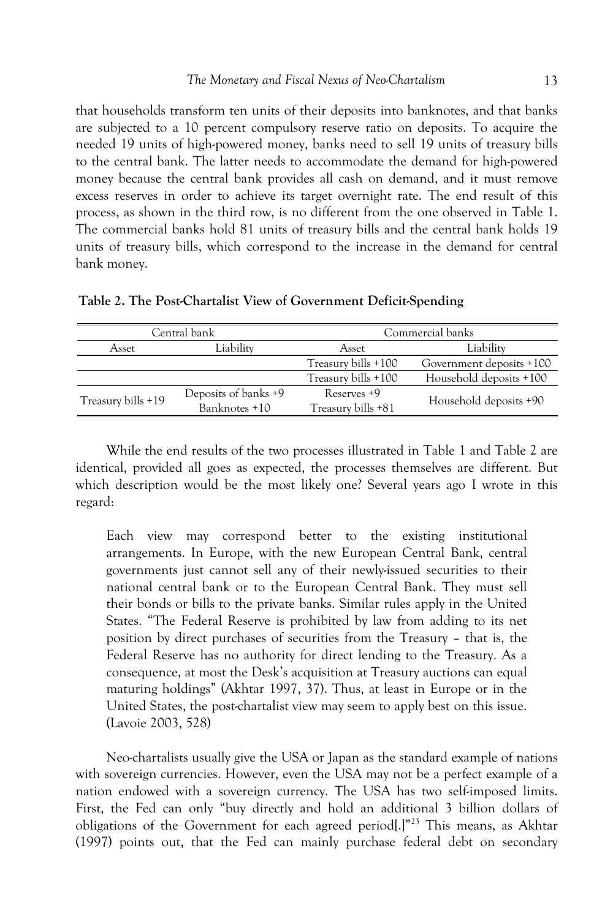that households transform ten units of their deposits into banknotes, and that banks are subjected to a 10 percent compulsory reserve ratio on deposits. To acquire the needed 19 units of high-powered money, banks need to sell 19 units of treasury bills to the central bank. The latter needs to accommodate the demand for high-powered money because the central bank provides all cash on demand, and it must remove excess reserves in order to achieve its target overnight rate. The end result of this process, as shown in the third row, is no different from the one observed in Table 1. The commercial banks hold 81 units of treasury bills and the central bank holds 19 units of treasury bills, which correspond to the increase in the demand for central bank money.

**Table 2. The Post-Chartalist View of Government Deficit-Spending**

| Central bank | | Commercial banks | |
|---|---|---|---|
| Asset | Liability | Asset | Liability |
| | | Treasury bills +100 | Government deposits +100 |
| | | Treasury bills +100 | Household deposits +100 |
| Treasury bills +19 | Deposits of banks +9<br>Banknotes +10 | Reserves +9<br>Treasury bills +81 | Household deposits +90 |

While the end results of the two processes illustrated in Table 1 and Table 2 are identical, provided all goes as expected, the processes themselves are different. But which description would be the most likely one? Several years ago I wrote in this regard:

> Each view may correspond better to the existing institutional arrangements. In Europe, with the new European Central Bank, central governments just cannot sell any of their newly-issued securities to their national central bank or to the European Central Bank. They must sell their bonds or bills to the private banks. Similar rules apply in the United States. "The Federal Reserve is prohibited by law from adding to its net position by direct purchases of securities from the Treasury – that is, the Federal Reserve has no authority for direct lending to the Treasury. As a consequence, at most the Desk's acquisition at Treasury auctions can equal maturing holdings" (Akhtar 1997, 37). Thus, at least in Europe or in the United States, the post-chartalist view may seem to apply best on this issue. (Lavoie 2003, 528)

Neo-chartalists usually give the USA or Japan as the standard example of nations with sovereign currencies. However, even the USA may not be a perfect example of a nation endowed with a sovereign currency. The USA has two self-imposed limits. First, the Fed can only "buy directly and hold an additional 3 billion dollars of obligations of the Government for each agreed period[.]"[23] This means, as Akhtar (1997) points out, that the Fed can mainly purchase federal debt on secondary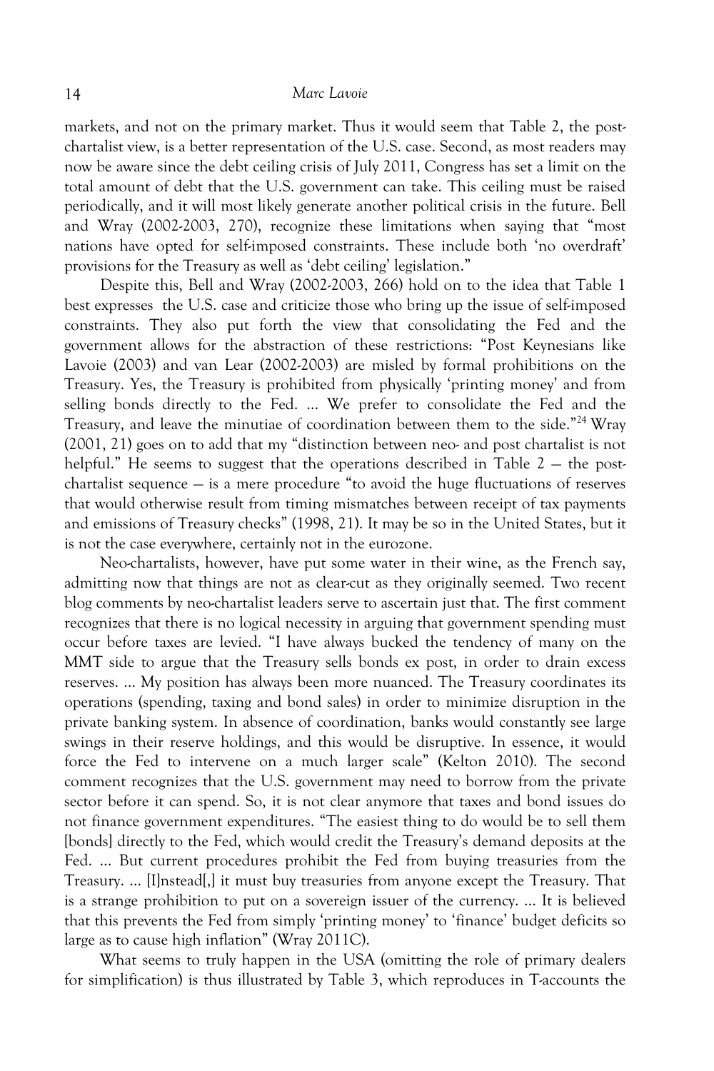markets, and not on the primary market. Thus it would seem that Table 2, the post-chartalist view, is a better representation of the U.S. case. Second, as most readers may now be aware since the debt ceiling crisis of July 2011, Congress has set a limit on the total amount of debt that the U.S. government can take. This ceiling must be raised periodically, and it will most likely generate another political crisis in the future. Bell and Wray (2002-2003, 270), recognize these limitations when saying that "most nations have opted for self-imposed constraints. These include both 'no overdraft' provisions for the Treasury as well as 'debt ceiling' legislation."

Despite this, Bell and Wray (2002-2003, 266) hold on to the idea that Table 1 best expresses the U.S. case and criticize those who bring up the issue of self-imposed constraints. They also put forth the view that consolidating the Fed and the government allows for the abstraction of these restrictions: "Post Keynesians like Lavoie (2003) and van Lear (2002-2003) are misled by formal prohibitions on the Treasury. Yes, the Treasury is prohibited from physically 'printing money' and from selling bonds directly to the Fed. ... We prefer to consolidate the Fed and the Treasury, and leave the minutiae of coordination between them to the side."[24] Wray (2001, 21) goes on to add that my "distinction between neo- and post chartalist is not helpful." He seems to suggest that the operations described in Table 2 — the post-chartalist sequence — is a mere procedure "to avoid the huge fluctuations of reserves that would otherwise result from timing mismatches between receipt of tax payments and emissions of Treasury checks" (1998, 21). It may be so in the United States, but it is not the case everywhere, certainly not in the eurozone.

Neo-chartalists, however, have put some water in their wine, as the French say, admitting now that things are not as clear-cut as they originally seemed. Two recent blog comments by neo-chartalist leaders serve to ascertain just that. The first comment recognizes that there is no logical necessity in arguing that government spending must occur before taxes are levied. "I have always bucked the tendency of many on the MMT side to argue that the Treasury sells bonds ex post, in order to drain excess reserves. ... My position has always been more nuanced. The Treasury coordinates its operations (spending, taxing and bond sales) in order to minimize disruption in the private banking system. In absence of coordination, banks would constantly see large swings in their reserve holdings, and this would be disruptive. In essence, it would force the Fed to intervene on a much larger scale" (Kelton 2010). The second comment recognizes that the U.S. government may need to borrow from the private sector before it can spend. So, it is not clear anymore that taxes and bond issues do not finance government expenditures. "The easiest thing to do would be to sell them [bonds] directly to the Fed, which would credit the Treasury's demand deposits at the Fed. ... But current procedures prohibit the Fed from buying treasuries from the Treasury. ... [I]nstead[,] it must buy treasuries from anyone except the Treasury. That is a strange prohibition to put on a sovereign issuer of the currency. ... It is believed that this prevents the Fed from simply 'printing money' to 'finance' budget deficits so large as to cause high inflation" (Wray 2011C).

What seems to truly happen in the USA (omitting the role of primary dealers for simplification) is thus illustrated by Table 3, which reproduces in T-accounts the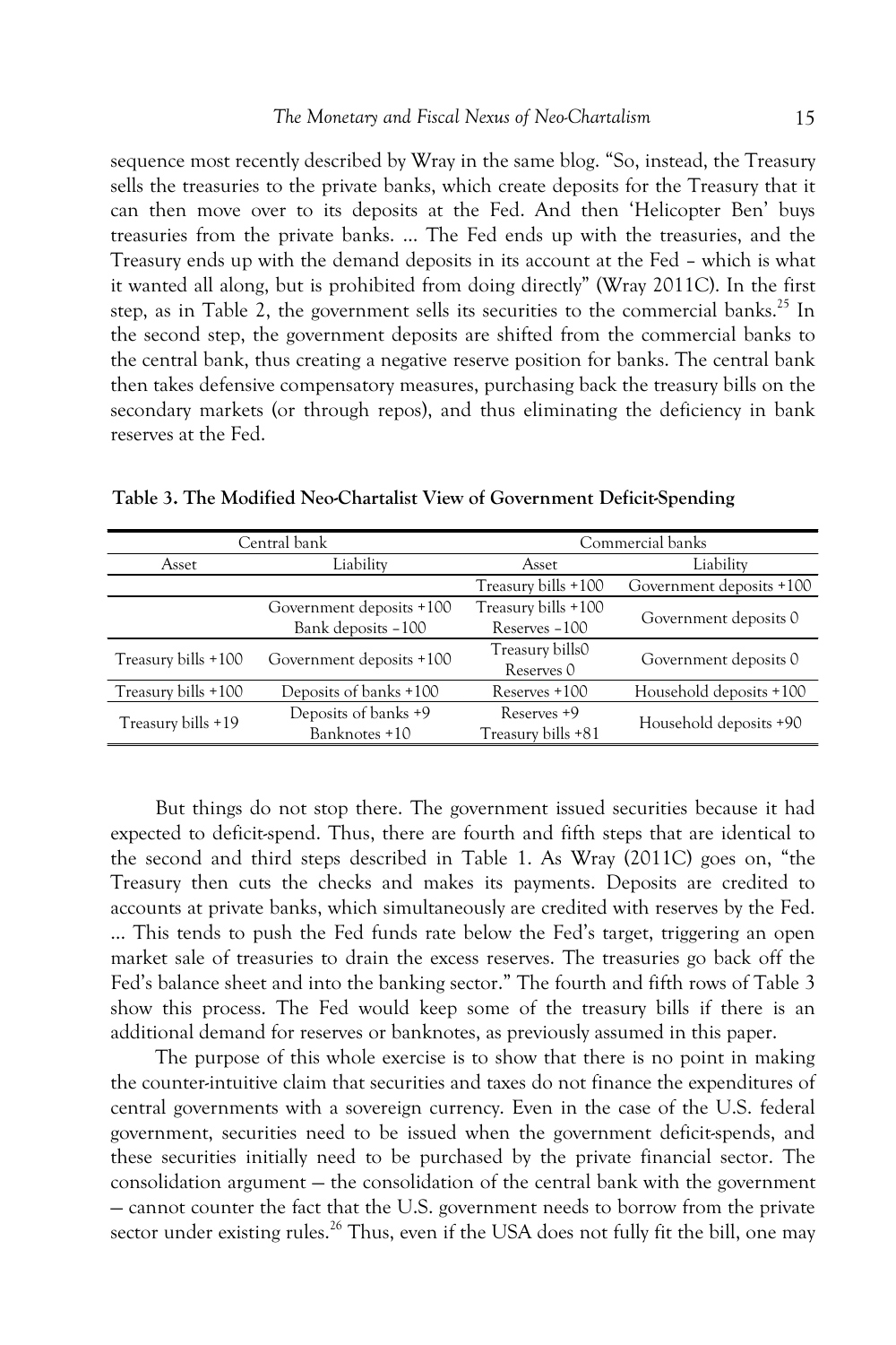sequence most recently described by Wray in the same blog. "So, instead, the Treasury sells the treasuries to the private banks, which create deposits for the Treasury that it can then move over to its deposits at the Fed. And then 'Helicopter Ben' buys treasuries from the private banks. ... The Fed ends up with the treasuries, and the Treasury ends up with the demand deposits in its account at the Fed – which is what it wanted all along, but is prohibited from doing directly" (Wray 2011C). In the first step, as in Table 2, the government sells its securities to the commercial banks.[25] In the second step, the government deposits are shifted from the commercial banks to the central bank, thus creating a negative reserve position for banks. The central bank then takes defensive compensatory measures, purchasing back the treasury bills on the secondary markets (or through repos), and thus eliminating the deficiency in bank reserves at the Fed.

**Table 3. The Modified Neo-Chartalist View of Government Deficit-Spending**

| Central bank | | Commercial banks | |
|---|---|---|---|
| Asset | Liability | Asset | Liability |
| | | Treasury bills +100 | Government deposits +100 |
| | Government deposits +100<br>Bank deposits –100 | Treasury bills +100<br>Reserves –100 | Government deposits 0 |
| Treasury bills +100 | Government deposits +100 | Treasury bills0<br>Reserves 0 | Government deposits 0 |
| Treasury bills +100 | Deposits of banks +100 | Reserves +100 | Household deposits +100 |
| Treasury bills +19 | Deposits of banks +9<br>Banknotes +10 | Reserves +9<br>Treasury bills +81 | Household deposits +90 |

But things do not stop there. The government issued securities because it had expected to deficit-spend. Thus, there are fourth and fifth steps that are identical to the second and third steps described in Table 1. As Wray (2011C) goes on, "the Treasury then cuts the checks and makes its payments. Deposits are credited to accounts at private banks, which simultaneously are credited with reserves by the Fed. ... This tends to push the Fed funds rate below the Fed's target, triggering an open market sale of treasuries to drain the excess reserves. The treasuries go back off the Fed's balance sheet and into the banking sector." The fourth and fifth rows of Table 3 show this process. The Fed would keep some of the treasury bills if there is an additional demand for reserves or banknotes, as previously assumed in this paper.

The purpose of this whole exercise is to show that there is no point in making the counter-intuitive claim that securities and taxes do not finance the expenditures of central governments with a sovereign currency. Even in the case of the U.S. federal government, securities need to be issued when the government deficit-spends, and these securities initially need to be purchased by the private financial sector. The consolidation argument — the consolidation of the central bank with the government — cannot counter the fact that the U.S. government needs to borrow from the private sector under existing rules.[26] Thus, even if the USA does not fully fit the bill, one may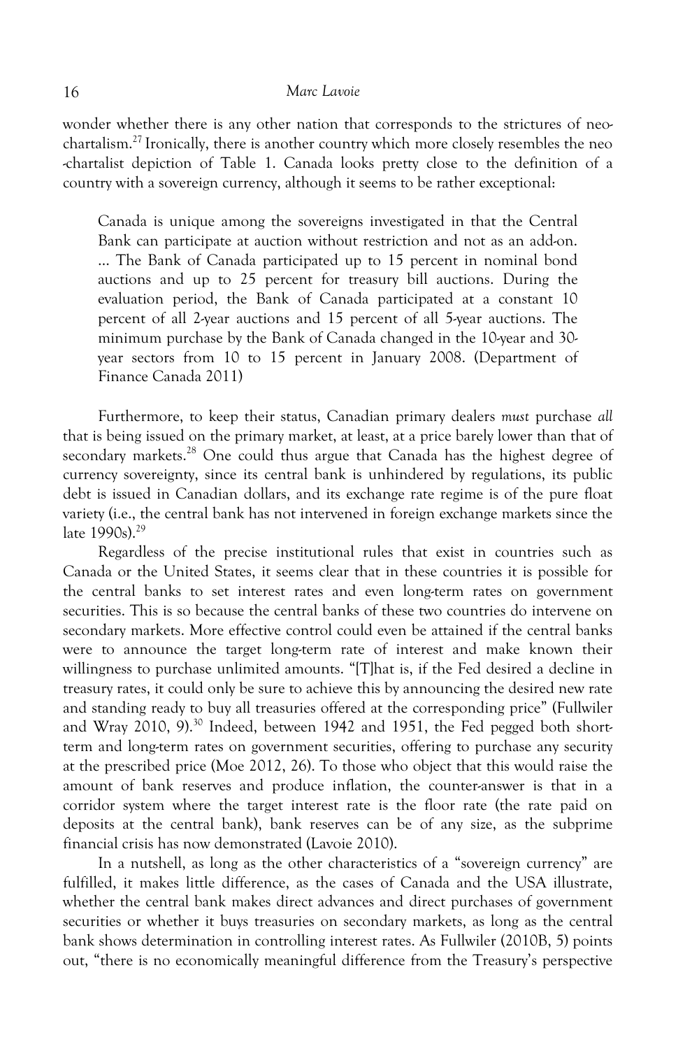wonder whether there is any other nation that corresponds to the strictures of neo-chartalism.[27] Ironically, there is another country which more closely resembles the neo-chartalist depiction of Table 1. Canada looks pretty close to the definition of a country with a sovereign currency, although it seems to be rather exceptional:

> Canada is unique among the sovereigns investigated in that the Central Bank can participate at auction without restriction and not as an add-on. … The Bank of Canada participated up to 15 percent in nominal bond auctions and up to 25 percent for treasury bill auctions. During the evaluation period, the Bank of Canada participated at a constant 10 percent of all 2-year auctions and 15 percent of all 5-year auctions. The minimum purchase by the Bank of Canada changed in the 10-year and 30-year sectors from 10 to 15 percent in January 2008. (Department of Finance Canada 2011)

Furthermore, to keep their status, Canadian primary dealers *must* purchase *all* that is being issued on the primary market, at least, at a price barely lower than that of secondary markets.[28] One could thus argue that Canada has the highest degree of currency sovereignty, since its central bank is unhindered by regulations, its public debt is issued in Canadian dollars, and its exchange rate regime is of the pure float variety (i.e., the central bank has not intervened in foreign exchange markets since the late 1990s).[29]

Regardless of the precise institutional rules that exist in countries such as Canada or the United States, it seems clear that in these countries it is possible for the central banks to set interest rates and even long-term rates on government securities. This is so because the central banks of these two countries do intervene on secondary markets. More effective control could even be attained if the central banks were to announce the target long-term rate of interest and make known their willingness to purchase unlimited amounts. "[T]hat is, if the Fed desired a decline in treasury rates, it could only be sure to achieve this by announcing the desired new rate and standing ready to buy all treasuries offered at the corresponding price" (Fullwiler and Wray 2010, 9).[30] Indeed, between 1942 and 1951, the Fed pegged both short-term and long-term rates on government securities, offering to purchase any security at the prescribed price (Moe 2012, 26). To those who object that this would raise the amount of bank reserves and produce inflation, the counter-answer is that in a corridor system where the target interest rate is the floor rate (the rate paid on deposits at the central bank), bank reserves can be of any size, as the subprime financial crisis has now demonstrated (Lavoie 2010).

In a nutshell, as long as the other characteristics of a "sovereign currency" are fulfilled, it makes little difference, as the cases of Canada and the USA illustrate, whether the central bank makes direct advances and direct purchases of government securities or whether it buys treasuries on secondary markets, as long as the central bank shows determination in controlling interest rates. As Fullwiler (2010B, 5) points out, "there is no economically meaningful difference from the Treasury's perspective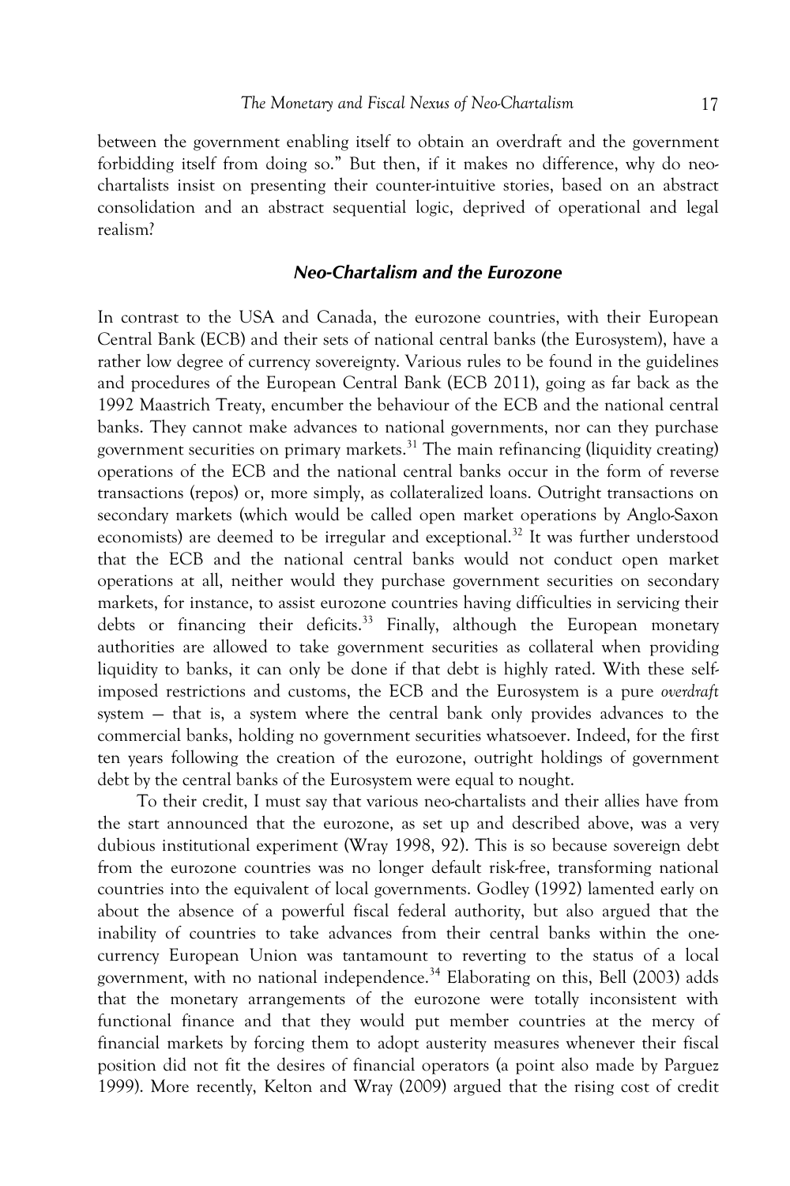between the government enabling itself to obtain an overdraft and the government forbidding itself from doing so." But then, if it makes no difference, why do neo-chartalists insist on presenting their counter-intuitive stories, based on an abstract consolidation and an abstract sequential logic, deprived of operational and legal realism?

### *Neo-Chartalism and the Eurozone*

In contrast to the USA and Canada, the eurozone countries, with their European Central Bank (ECB) and their sets of national central banks (the Eurosystem), have a rather low degree of currency sovereignty. Various rules to be found in the guidelines and procedures of the European Central Bank (ECB 2011), going as far back as the 1992 Maastrich Treaty, encumber the behaviour of the ECB and the national central banks. They cannot make advances to national governments, nor can they purchase government securities on primary markets.[31] The main refinancing (liquidity creating) operations of the ECB and the national central banks occur in the form of reverse transactions (repos) or, more simply, as collateralized loans. Outright transactions on secondary markets (which would be called open market operations by Anglo-Saxon economists) are deemed to be irregular and exceptional.[32] It was further understood that the ECB and the national central banks would not conduct open market operations at all, neither would they purchase government securities on secondary markets, for instance, to assist eurozone countries having difficulties in servicing their debts or financing their deficits.[33] Finally, although the European monetary authorities are allowed to take government securities as collateral when providing liquidity to banks, it can only be done if that debt is highly rated. With these self-imposed restrictions and customs, the ECB and the Eurosystem is a pure *overdraft* system — that is, a system where the central bank only provides advances to the commercial banks, holding no government securities whatsoever. Indeed, for the first ten years following the creation of the eurozone, outright holdings of government debt by the central banks of the Eurosystem were equal to nought.

To their credit, I must say that various neo-chartalists and their allies have from the start announced that the eurozone, as set up and described above, was a very dubious institutional experiment (Wray 1998, 92). This is so because sovereign debt from the eurozone countries was no longer default risk-free, transforming national countries into the equivalent of local governments. Godley (1992) lamented early on about the absence of a powerful fiscal federal authority, but also argued that the inability of countries to take advances from their central banks within the one-currency European Union was tantamount to reverting to the status of a local government, with no national independence.[34] Elaborating on this, Bell (2003) adds that the monetary arrangements of the eurozone were totally inconsistent with functional finance and that they would put member countries at the mercy of financial markets by forcing them to adopt austerity measures whenever their fiscal position did not fit the desires of financial operators (a point also made by Parguez 1999). More recently, Kelton and Wray (2009) argued that the rising cost of credit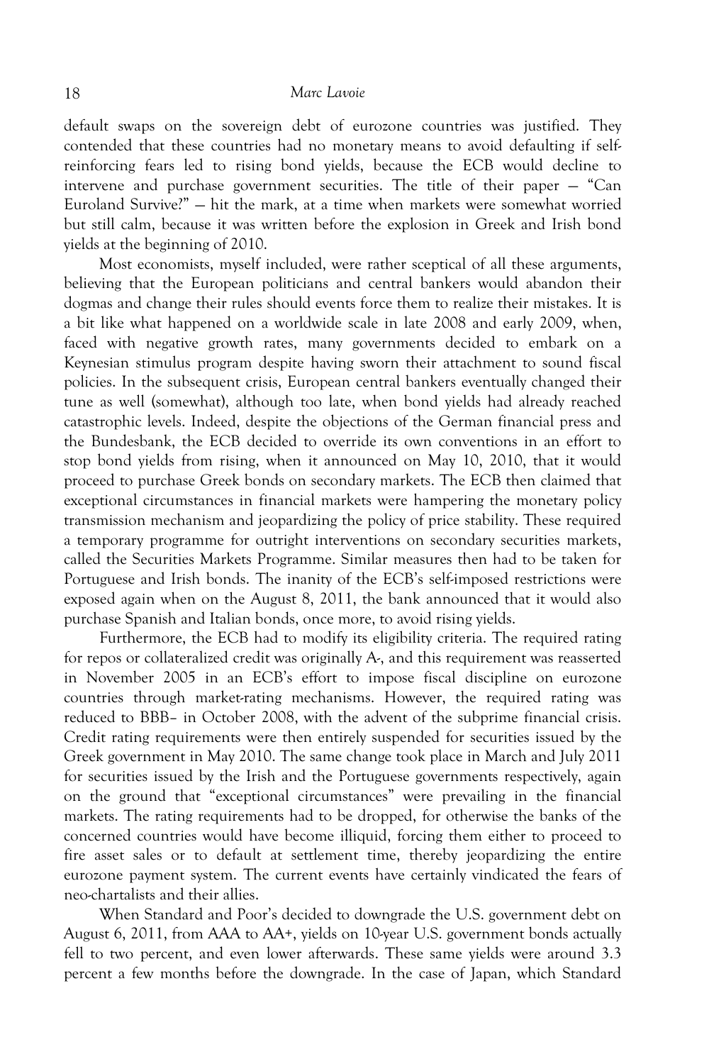default swaps on the sovereign debt of eurozone countries was justified. They contended that these countries had no monetary means to avoid defaulting if self-reinforcing fears led to rising bond yields, because the ECB would decline to intervene and purchase government securities. The title of their paper — "Can Euroland Survive?" — hit the mark, at a time when markets were somewhat worried but still calm, because it was written before the explosion in Greek and Irish bond yields at the beginning of 2010.

Most economists, myself included, were rather sceptical of all these arguments, believing that the European politicians and central bankers would abandon their dogmas and change their rules should events force them to realize their mistakes. It is a bit like what happened on a worldwide scale in late 2008 and early 2009, when, faced with negative growth rates, many governments decided to embark on a Keynesian stimulus program despite having sworn their attachment to sound fiscal policies. In the subsequent crisis, European central bankers eventually changed their tune as well (somewhat), although too late, when bond yields had already reached catastrophic levels. Indeed, despite the objections of the German financial press and the Bundesbank, the ECB decided to override its own conventions in an effort to stop bond yields from rising, when it announced on May 10, 2010, that it would proceed to purchase Greek bonds on secondary markets. The ECB then claimed that exceptional circumstances in financial markets were hampering the monetary policy transmission mechanism and jeopardizing the policy of price stability. These required a temporary programme for outright interventions on secondary securities markets, called the Securities Markets Programme. Similar measures then had to be taken for Portuguese and Irish bonds. The inanity of the ECB's self-imposed restrictions were exposed again when on the August 8, 2011, the bank announced that it would also purchase Spanish and Italian bonds, once more, to avoid rising yields.

Furthermore, the ECB had to modify its eligibility criteria. The required rating for repos or collateralized credit was originally A-, and this requirement was reasserted in November 2005 in an ECB's effort to impose fiscal discipline on eurozone countries through market-rating mechanisms. However, the required rating was reduced to BBB– in October 2008, with the advent of the subprime financial crisis. Credit rating requirements were then entirely suspended for securities issued by the Greek government in May 2010. The same change took place in March and July 2011 for securities issued by the Irish and the Portuguese governments respectively, again on the ground that "exceptional circumstances" were prevailing in the financial markets. The rating requirements had to be dropped, for otherwise the banks of the concerned countries would have become illiquid, forcing them either to proceed to fire asset sales or to default at settlement time, thereby jeopardizing the entire eurozone payment system. The current events have certainly vindicated the fears of neo-chartalists and their allies.

When Standard and Poor's decided to downgrade the U.S. government debt on August 6, 2011, from AAA to AA+, yields on 10-year U.S. government bonds actually fell to two percent, and even lower afterwards. These same yields were around 3.3 percent a few months before the downgrade. In the case of Japan, which Standard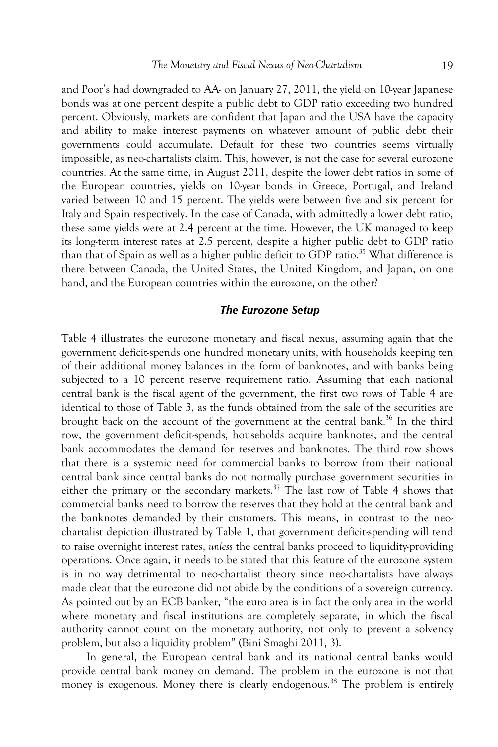and Poor's had downgraded to AA- on January 27, 2011, the yield on 10-year Japanese bonds was at one percent despite a public debt to GDP ratio exceeding two hundred percent. Obviously, markets are confident that Japan and the USA have the capacity and ability to make interest payments on whatever amount of public debt their governments could accumulate. Default for these two countries seems virtually impossible, as neo-chartalists claim. This, however, is not the case for several eurozone countries. At the same time, in August 2011, despite the lower debt ratios in some of the European countries, yields on 10-year bonds in Greece, Portugal, and Ireland varied between 10 and 15 percent. The yields were between five and six percent for Italy and Spain respectively. In the case of Canada, with admittedly a lower debt ratio, these same yields were at 2.4 percent at the time. However, the UK managed to keep its long-term interest rates at 2.5 percent, despite a higher public debt to GDP ratio than that of Spain as well as a higher public deficit to GDP ratio.[35] What difference is there between Canada, the United States, the United Kingdom, and Japan, on one hand, and the European countries within the eurozone, on the other?

## The Eurozone Setup

Table 4 illustrates the eurozone monetary and fiscal nexus, assuming again that the government deficit-spends one hundred monetary units, with households keeping ten of their additional money balances in the form of banknotes, and with banks being subjected to a 10 percent reserve requirement ratio. Assuming that each national central bank is the fiscal agent of the government, the first two rows of Table 4 are identical to those of Table 3, as the funds obtained from the sale of the securities are brought back on the account of the government at the central bank.[36] In the third row, the government deficit-spends, households acquire banknotes, and the central bank accommodates the demand for reserves and banknotes. The third row shows that there is a systemic need for commercial banks to borrow from their national central bank since central banks do not normally purchase government securities in either the primary or the secondary markets.[37] The last row of Table 4 shows that commercial banks need to borrow the reserves that they hold at the central bank and the banknotes demanded by their customers. This means, in contrast to the neo-chartalist depiction illustrated by Table 1, that government deficit-spending will tend to raise overnight interest rates, *unless* the central banks proceed to liquidity-providing operations. Once again, it needs to be stated that this feature of the eurozone system is in no way detrimental to neo-chartalist theory since neo-chartalists have always made clear that the eurozone did not abide by the conditions of a sovereign currency. As pointed out by an ECB banker, "the euro area is in fact the only area in the world where monetary and fiscal institutions are completely separate, in which the fiscal authority cannot count on the monetary authority, not only to prevent a solvency problem, but also a liquidity problem" (Bini Smaghi 2011, 3).

In general, the European central bank and its national central banks would provide central bank money on demand. The problem in the eurozone is not that money is exogenous. Money there is clearly endogenous.[38] The problem is entirely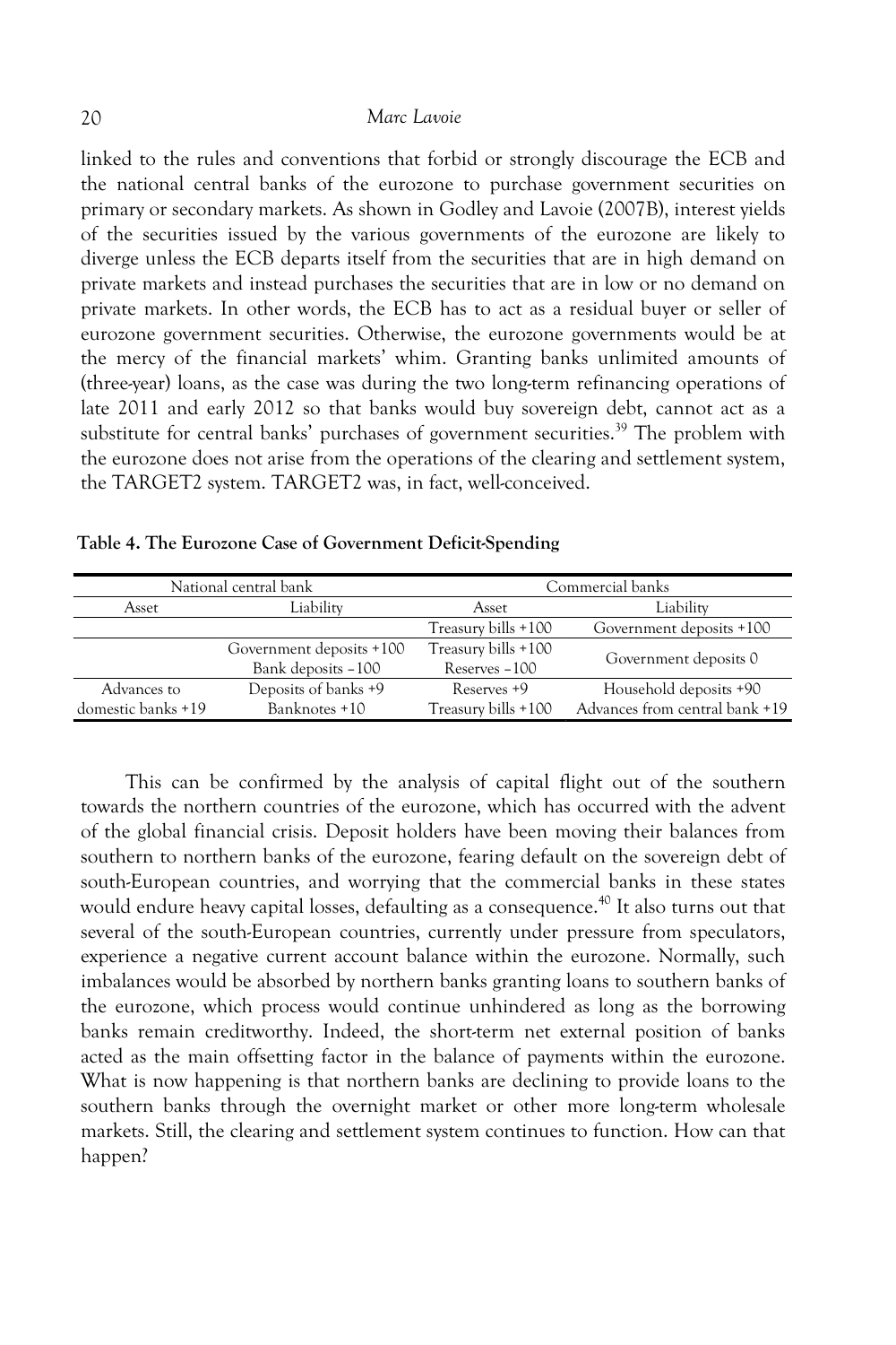linked to the rules and conventions that forbid or strongly discourage the ECB and the national central banks of the eurozone to purchase government securities on primary or secondary markets. As shown in Godley and Lavoie (2007B), interest yields of the securities issued by the various governments of the eurozone are likely to diverge unless the ECB departs itself from the securities that are in high demand on private markets and instead purchases the securities that are in low or no demand on private markets. In other words, the ECB has to act as a residual buyer or seller of eurozone government securities. Otherwise, the eurozone governments would be at the mercy of the financial markets' whim. Granting banks unlimited amounts of (three-year) loans, as the case was during the two long-term refinancing operations of late 2011 and early 2012 so that banks would buy sovereign debt, cannot act as a substitute for central banks' purchases of government securities.[39] The problem with the eurozone does not arise from the operations of the clearing and settlement system, the TARGET2 system. TARGET2 was, in fact, well-conceived.

**Table 4. The Eurozone Case of Government Deficit-Spending**

| National central bank | | Commercial banks | |
|---|---|---|---|
| Asset | Liability | Asset | Liability |
| | | Treasury bills +100 | Government deposits +100 |
| | Government deposits +100<br>Bank deposits −100 | Treasury bills +100<br>Reserves −100 | Government deposits 0 |
| Advances to domestic banks +19 | Deposits of banks +9<br>Banknotes +10 | Reserves +9<br>Treasury bills +100 | Household deposits +90<br>Advances from central bank +19 |

This can be confirmed by the analysis of capital flight out of the southern towards the northern countries of the eurozone, which has occurred with the advent of the global financial crisis. Deposit holders have been moving their balances from southern to northern banks of the eurozone, fearing default on the sovereign debt of south-European countries, and worrying that the commercial banks in these states would endure heavy capital losses, defaulting as a consequence.[40] It also turns out that several of the south-European countries, currently under pressure from speculators, experience a negative current account balance within the eurozone. Normally, such imbalances would be absorbed by northern banks granting loans to southern banks of the eurozone, which process would continue unhindered as long as the borrowing banks remain creditworthy. Indeed, the short-term net external position of banks acted as the main offsetting factor in the balance of payments within the eurozone. What is now happening is that northern banks are declining to provide loans to the southern banks through the overnight market or other more long-term wholesale markets. Still, the clearing and settlement system continues to function. How can that happen?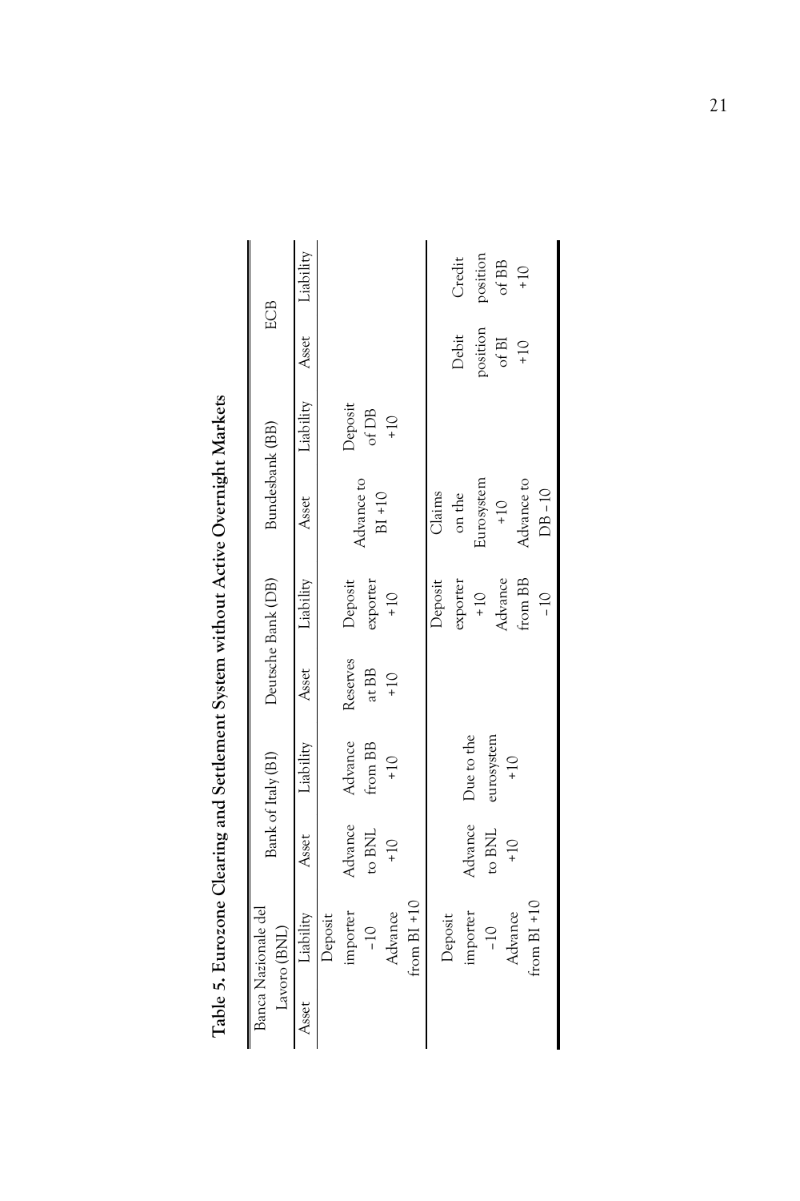**Table 5. Eurozone Clearing and Settlement System without Active Overnight Markets**

| Banca Nazionale del Lavoro (BNL) | | Bank of Italy (BI) | | Deutsche Bank (DB) | | Bundesbank (BB) | | ECB | |
|---|---|---|---|---|---|---|---|---|---|
| Asset | Liability | Asset | Liability | Asset | Liability | Asset | Liability | Asset | Liability |
| | Deposit importer −10 Advance from BI +10 | Advance to BNL +10 | Advance from BB +10 | Reserves at BB +10 | Deposit exporter +10 | Advance to BI +10 | Deposit of DB +10 | | |
| | Deposit importer −10 Advance from BI +10 | Advance to BNL +10 | Due to the eurosystem +10 | | Deposit exporter +10 Advance from BB −10 | Claims on the Eurosystem +10 Advance to DB −10 | | Debit position of BI +10 | Credit position of BB +10 |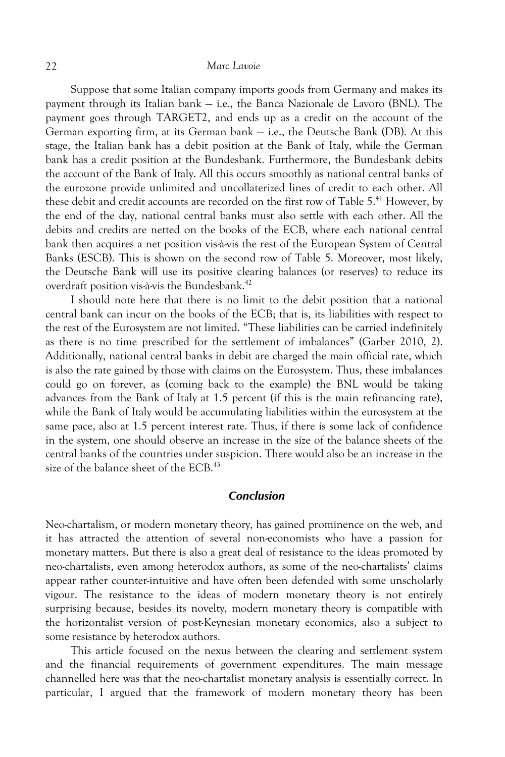Suppose that some Italian company imports goods from Germany and makes its payment through its Italian bank — i.e., the Banca Nazionale de Lavoro (BNL). The payment goes through TARGET2, and ends up as a credit on the account of the German exporting firm, at its German bank — i.e., the Deutsche Bank (DB). At this stage, the Italian bank has a debit position at the Bank of Italy, while the German bank has a credit position at the Bundesbank. Furthermore, the Bundesbank debits the account of the Bank of Italy. All this occurs smoothly as national central banks of the eurozone provide unlimited and uncollaterized lines of credit to each other. All these debit and credit accounts are recorded on the first row of Table 5.[41] However, by the end of the day, national central banks must also settle with each other. All the debits and credits are netted on the books of the ECB, where each national central bank then acquires a net position vis-à-vis the rest of the European System of Central Banks (ESCB). This is shown on the second row of Table 5. Moreover, most likely, the Deutsche Bank will use its positive clearing balances (or reserves) to reduce its overdraft position vis-à-vis the Bundesbank.[42]

I should note here that there is no limit to the debit position that a national central bank can incur on the books of the ECB; that is, its liabilities with respect to the rest of the Eurosystem are not limited. "These liabilities can be carried indefinitely as there is no time prescribed for the settlement of imbalances" (Garber 2010, 2). Additionally, national central banks in debit are charged the main official rate, which is also the rate gained by those with claims on the Eurosystem. Thus, these imbalances could go on forever, as (coming back to the example) the BNL would be taking advances from the Bank of Italy at 1.5 percent (if this is the main refinancing rate), while the Bank of Italy would be accumulating liabilities within the eurosystem at the same pace, also at 1.5 percent interest rate. Thus, if there is some lack of confidence in the system, one should observe an increase in the size of the balance sheets of the central banks of the countries under suspicion. There would also be an increase in the size of the balance sheet of the ECB.[43]

## *Conclusion*

Neo-chartalism, or modern monetary theory, has gained prominence on the web, and it has attracted the attention of several non-economists who have a passion for monetary matters. But there is also a great deal of resistance to the ideas promoted by neo-chartalists, even among heterodox authors, as some of the neo-chartalists' claims appear rather counter-intuitive and have often been defended with some unscholarly vigour. The resistance to the ideas of modern monetary theory is not entirely surprising because, besides its novelty, modern monetary theory is compatible with the horizontalist version of post-Keynesian monetary economics, also a subject to some resistance by heterodox authors.

This article focused on the nexus between the clearing and settlement system and the financial requirements of government expenditures. The main message channelled here was that the neo-chartalist monetary analysis is essentially correct. In particular, I argued that the framework of modern monetary theory has been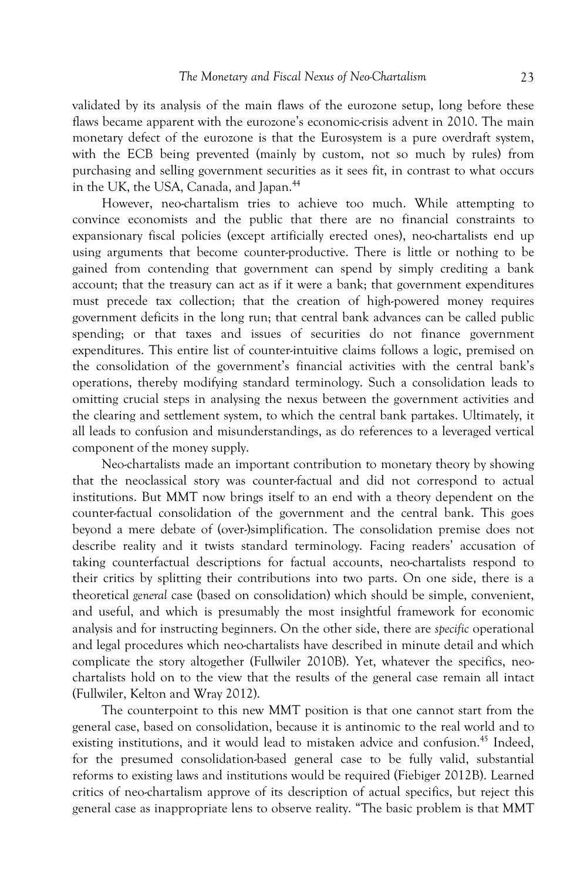validated by its analysis of the main flaws of the eurozone setup, long before these flaws became apparent with the eurozone's economic-crisis advent in 2010. The main monetary defect of the eurozone is that the Eurosystem is a pure overdraft system, with the ECB being prevented (mainly by custom, not so much by rules) from purchasing and selling government securities as it sees fit, in contrast to what occurs in the UK, the USA, Canada, and Japan.[44]

However, neo-chartalism tries to achieve too much. While attempting to convince economists and the public that there are no financial constraints to expansionary fiscal policies (except artificially erected ones), neo-chartalists end up using arguments that become counter-productive. There is little or nothing to be gained from contending that government can spend by simply crediting a bank account; that the treasury can act as if it were a bank; that government expenditures must precede tax collection; that the creation of high-powered money requires government deficits in the long run; that central bank advances can be called public spending; or that taxes and issues of securities do not finance government expenditures. This entire list of counter-intuitive claims follows a logic, premised on the consolidation of the government's financial activities with the central bank's operations, thereby modifying standard terminology. Such a consolidation leads to omitting crucial steps in analysing the nexus between the government activities and the clearing and settlement system, to which the central bank partakes. Ultimately, it all leads to confusion and misunderstandings, as do references to a leveraged vertical component of the money supply.

Neo-chartalists made an important contribution to monetary theory by showing that the neoclassical story was counter-factual and did not correspond to actual institutions. But MMT now brings itself to an end with a theory dependent on the counter-factual consolidation of the government and the central bank. This goes beyond a mere debate of (over-)simplification. The consolidation premise does not describe reality and it twists standard terminology. Facing readers' accusation of taking counterfactual descriptions for factual accounts, neo-chartalists respond to their critics by splitting their contributions into two parts. On one side, there is a theoretical *general* case (based on consolidation) which should be simple, convenient, and useful, and which is presumably the most insightful framework for economic analysis and for instructing beginners. On the other side, there are *specific* operational and legal procedures which neo-chartalists have described in minute detail and which complicate the story altogether (Fullwiler 2010B). Yet, whatever the specifics, neo-chartalists hold on to the view that the results of the general case remain all intact (Fullwiler, Kelton and Wray 2012).

The counterpoint to this new MMT position is that one cannot start from the general case, based on consolidation, because it is antinomic to the real world and to existing institutions, and it would lead to mistaken advice and confusion.[45] Indeed, for the presumed consolidation-based general case to be fully valid, substantial reforms to existing laws and institutions would be required (Fiebiger 2012B). Learned critics of neo-chartalism approve of its description of actual specifics, but reject this general case as inappropriate lens to observe reality. "The basic problem is that MMT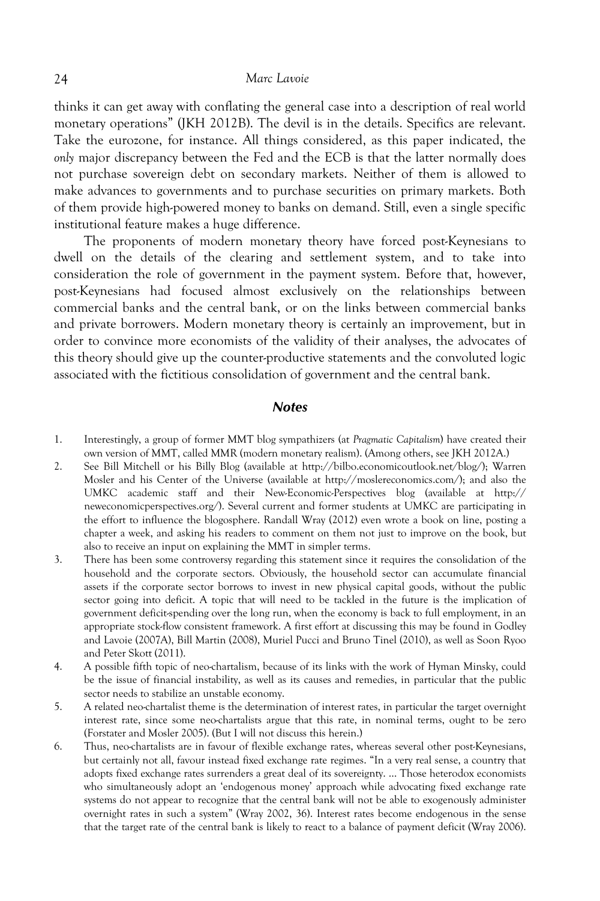thinks it can get away with conflating the general case into a description of real world monetary operations" (JKH 2012B). The devil is in the details. Specifics are relevant. Take the eurozone, for instance. All things considered, as this paper indicated, the *only* major discrepancy between the Fed and the ECB is that the latter normally does not purchase sovereign debt on secondary markets. Neither of them is allowed to make advances to governments and to purchase securities on primary markets. Both of them provide high-powered money to banks on demand. Still, even a single specific institutional feature makes a huge difference.

The proponents of modern monetary theory have forced post-Keynesians to dwell on the details of the clearing and settlement system, and to take into consideration the role of government in the payment system. Before that, however, post-Keynesians had focused almost exclusively on the relationships between commercial banks and the central bank, or on the links between commercial banks and private borrowers. Modern monetary theory is certainly an improvement, but in order to convince more economists of the validity of their analyses, the advocates of this theory should give up the counter-productive statements and the convoluted logic associated with the fictitious consolidation of government and the central bank.

## Notes

1. Interestingly, a group of former MMT blog sympathizers (at *Pragmatic Capitalism*) have created their own version of MMT, called MMR (modern monetary realism). (Among others, see JKH 2012A.)
2. See Bill Mitchell or his Billy Blog (available at http://bilbo.economicoutlook.net/blog/); Warren Mosler and his Center of the Universe (available at http://moslereconomics.com/); and also the UMKC academic staff and their New-Economic-Perspectives blog (available at http://neweconomicperspectives.org/). Several current and former students at UMKC are participating in the effort to influence the blogosphere. Randall Wray (2012) even wrote a book on line, posting a chapter a week, and asking his readers to comment on them not just to improve on the book, but also to receive an input on explaining the MMT in simpler terms.
3. There has been some controversy regarding this statement since it requires the consolidation of the household and the corporate sectors. Obviously, the household sector can accumulate financial assets if the corporate sector borrows to invest in new physical capital goods, without the public sector going into deficit. A topic that will need to be tackled in the future is the implication of government deficit-spending over the long run, when the economy is back to full employment, in an appropriate stock-flow consistent framework. A first effort at discussing this may be found in Godley and Lavoie (2007A), Bill Martin (2008), Muriel Pucci and Bruno Tinel (2010), as well as Soon Ryoo and Peter Skott (2011).
4. A possible fifth topic of neo-chartalism, because of its links with the work of Hyman Minsky, could be the issue of financial instability, as well as its causes and remedies, in particular that the public sector needs to stabilize an unstable economy.
5. A related neo-chartalist theme is the determination of interest rates, in particular the target overnight interest rate, since some neo-chartalists argue that this rate, in nominal terms, ought to be zero (Forstater and Mosler 2005). (But I will not discuss this herein.)
6. Thus, neo-chartalists are in favour of flexible exchange rates, whereas several other post-Keynesians, but certainly not all, favour instead fixed exchange rate regimes. "In a very real sense, a country that adopts fixed exchange rates surrenders a great deal of its sovereignty. … Those heterodox economists who simultaneously adopt an 'endogenous money' approach while advocating fixed exchange rate systems do not appear to recognize that the central bank will not be able to exogenously administer overnight rates in such a system" (Wray 2002, 36). Interest rates become endogenous in the sense that the target rate of the central bank is likely to react to a balance of payment deficit (Wray 2006).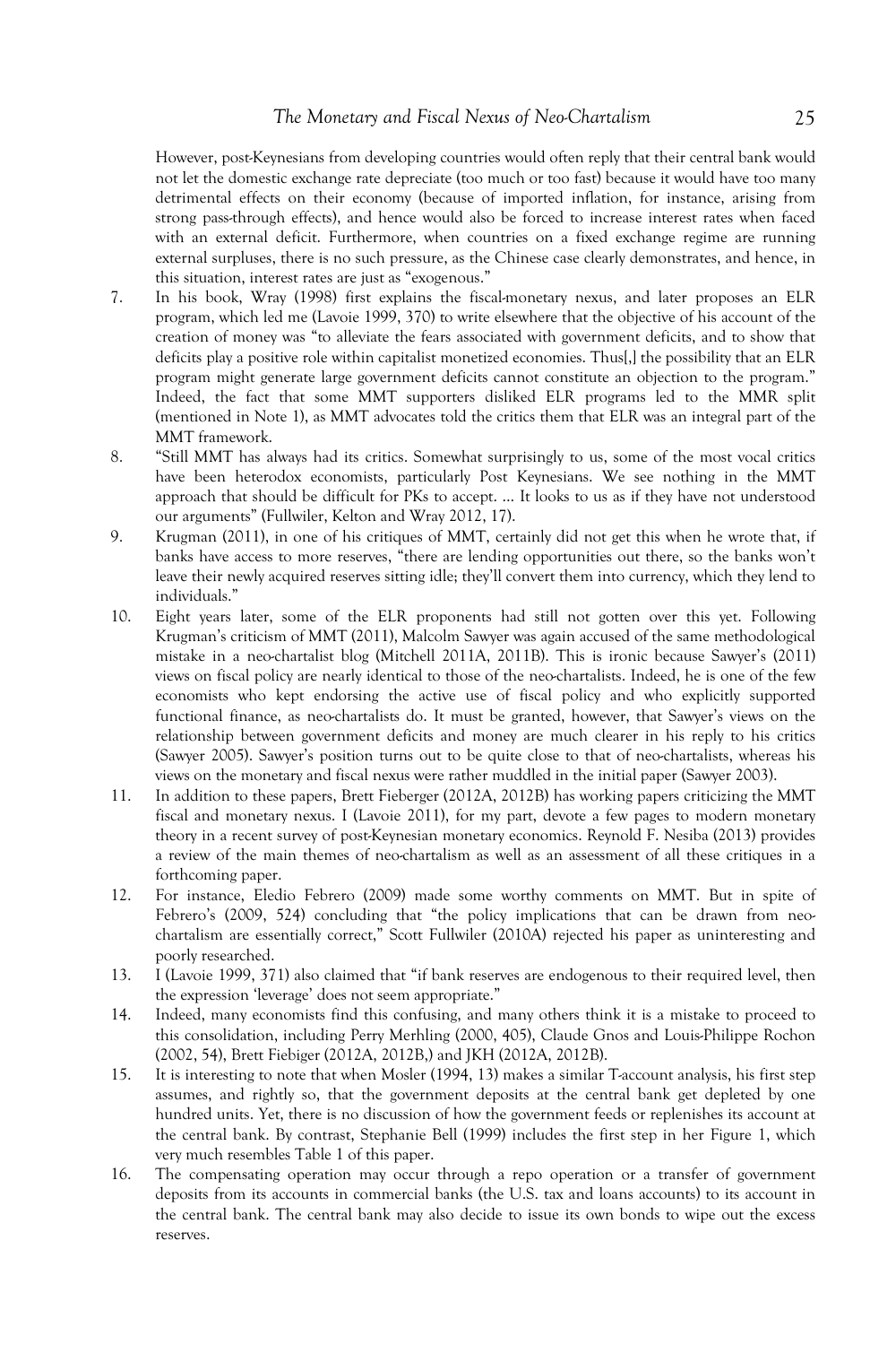However, post-Keynesians from developing countries would often reply that their central bank would not let the domestic exchange rate depreciate (too much or too fast) because it would have too many detrimental effects on their economy (because of imported inflation, for instance, arising from strong pass-through effects), and hence would also be forced to increase interest rates when faced with an external deficit. Furthermore, when countries on a fixed exchange regime are running external surpluses, there is no such pressure, as the Chinese case clearly demonstrates, and hence, in this situation, interest rates are just as "exogenous."

7. In his book, Wray (1998) first explains the fiscal-monetary nexus, and later proposes an ELR program, which led me (Lavoie 1999, 370) to write elsewhere that the objective of his account of the creation of money was "to alleviate the fears associated with government deficits, and to show that deficits play a positive role within capitalist monetized economies. Thus[,] the possibility that an ELR program might generate large government deficits cannot constitute an objection to the program." Indeed, the fact that some MMT supporters disliked ELR programs led to the MMR split (mentioned in Note 1), as MMT advocates told the critics them that ELR was an integral part of the MMT framework.
8. "Still MMT has always had its critics. Somewhat surprisingly to us, some of the most vocal critics have been heterodox economists, particularly Post Keynesians. We see nothing in the MMT approach that should be difficult for PKs to accept. … It looks to us as if they have not understood our arguments" (Fullwiler, Kelton and Wray 2012, 17).
9. Krugman (2011), in one of his critiques of MMT, certainly did not get this when he wrote that, if banks have access to more reserves, "there are lending opportunities out there, so the banks won't leave their newly acquired reserves sitting idle; they'll convert them into currency, which they lend to individuals."
10. Eight years later, some of the ELR proponents had still not gotten over this yet. Following Krugman's criticism of MMT (2011), Malcolm Sawyer was again accused of the same methodological mistake in a neo-chartalist blog (Mitchell 2011A, 2011B). This is ironic because Sawyer's (2011) views on fiscal policy are nearly identical to those of the neo-chartalists. Indeed, he is one of the few economists who kept endorsing the active use of fiscal policy and who explicitly supported functional finance, as neo-chartalists do. It must be granted, however, that Sawyer's views on the relationship between government deficits and money are much clearer in his reply to his critics (Sawyer 2005). Sawyer's position turns out to be quite close to that of neo-chartalists, whereas his views on the monetary and fiscal nexus were rather muddled in the initial paper (Sawyer 2003).
11. In addition to these papers, Brett Fieberger (2012A, 2012B) has working papers criticizing the MMT fiscal and monetary nexus. I (Lavoie 2011), for my part, devote a few pages to modern monetary theory in a recent survey of post-Keynesian monetary economics. Reynold F. Nesiba (2013) provides a review of the main themes of neo-chartalism as well as an assessment of all these critiques in a forthcoming paper.
12. For instance, Eledio Febrero (2009) made some worthy comments on MMT. But in spite of Febrero's (2009, 524) concluding that "the policy implications that can be drawn from neo-chartalism are essentially correct," Scott Fullwiler (2010A) rejected his paper as uninteresting and poorly researched.
13. I (Lavoie 1999, 371) also claimed that "if bank reserves are endogenous to their required level, then the expression 'leverage' does not seem appropriate."
14. Indeed, many economists find this confusing, and many others think it is a mistake to proceed to this consolidation, including Perry Merhling (2000, 405), Claude Gnos and Louis-Philippe Rochon (2002, 54), Brett Fiebiger (2012A, 2012B,) and JKH (2012A, 2012B).
15. It is interesting to note that when Mosler (1994, 13) makes a similar T-account analysis, his first step assumes, and rightly so, that the government deposits at the central bank get depleted by one hundred units. Yet, there is no discussion of how the government feeds or replenishes its account at the central bank. By contrast, Stephanie Bell (1999) includes the first step in her Figure 1, which very much resembles Table 1 of this paper.
16. The compensating operation may occur through a repo operation or a transfer of government deposits from its accounts in commercial banks (the U.S. tax and loans accounts) to its account in the central bank. The central bank may also decide to issue its own bonds to wipe out the excess reserves.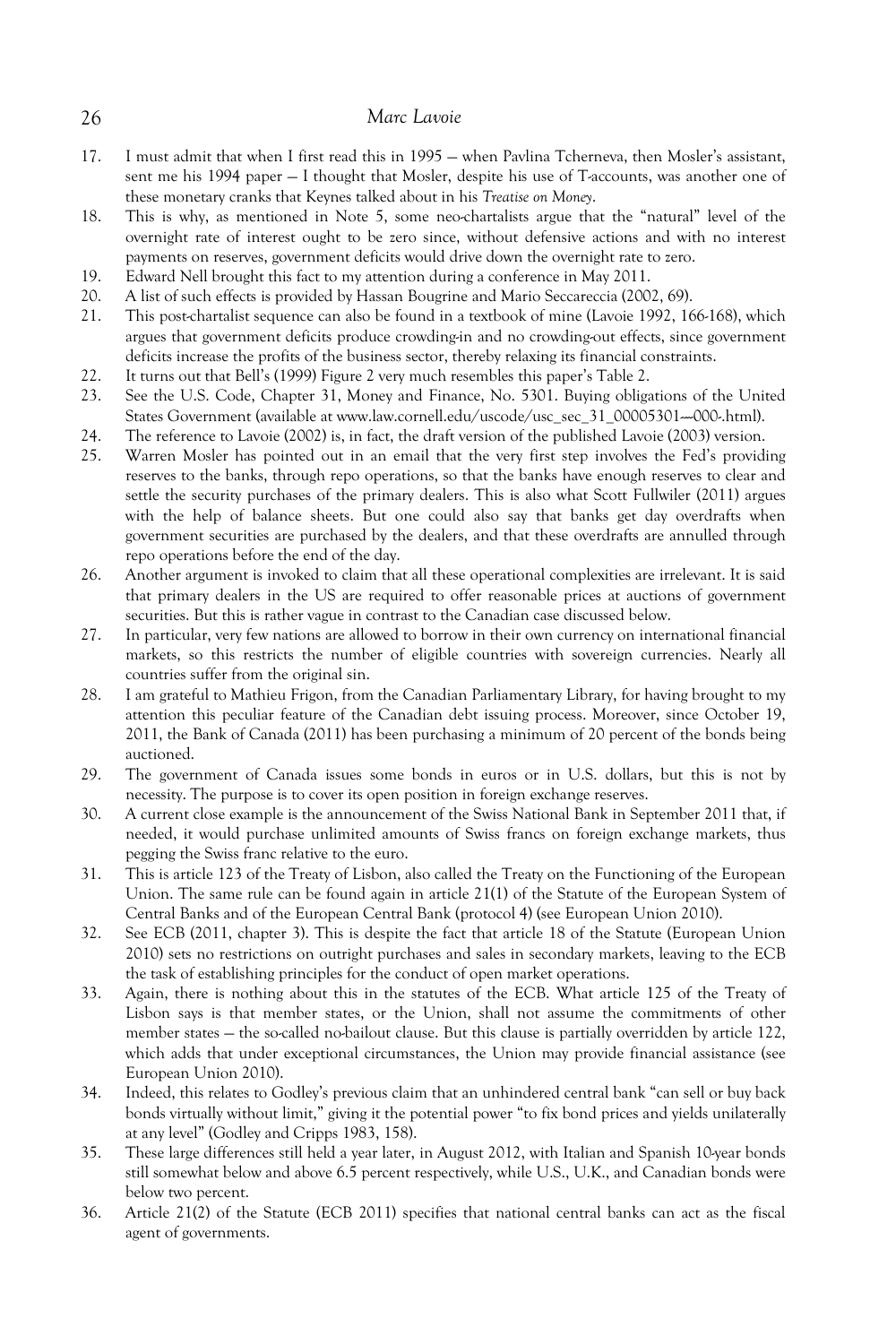17. I must admit that when I first read this in 1995 — when Pavlina Tcherneva, then Mosler's assistant, sent me his 1994 paper — I thought that Mosler, despite his use of T-accounts, was another one of these monetary cranks that Keynes talked about in his *Treatise on Money*.
18. This is why, as mentioned in Note 5, some neo-chartalists argue that the "natural" level of the overnight rate of interest ought to be zero since, without defensive actions and with no interest payments on reserves, government deficits would drive down the overnight rate to zero.
19. Edward Nell brought this fact to my attention during a conference in May 2011.
20. A list of such effects is provided by Hassan Bougrine and Mario Seccareccia (2002, 69).
21. This post-chartalist sequence can also be found in a textbook of mine (Lavoie 1992, 166-168), which argues that government deficits produce crowding-in and no crowding-out effects, since government deficits increase the profits of the business sector, thereby relaxing its financial constraints.
22. It turns out that Bell's (1999) Figure 2 very much resembles this paper's Table 2.
23. See the U.S. Code, Chapter 31, Money and Finance, No. 5301. Buying obligations of the United States Government (available at www.law.cornell.edu/uscode/usc_sec_31_00005301----000-.html).
24. The reference to Lavoie (2002) is, in fact, the draft version of the published Lavoie (2003) version.
25. Warren Mosler has pointed out in an email that the very first step involves the Fed's providing reserves to the banks, through repo operations, so that the banks have enough reserves to clear and settle the security purchases of the primary dealers. This is also what Scott Fullwiler (2011) argues with the help of balance sheets. But one could also say that banks get day overdrafts when government securities are purchased by the dealers, and that these overdrafts are annulled through repo operations before the end of the day.
26. Another argument is invoked to claim that all these operational complexities are irrelevant. It is said that primary dealers in the US are required to offer reasonable prices at auctions of government securities. But this is rather vague in contrast to the Canadian case discussed below.
27. In particular, very few nations are allowed to borrow in their own currency on international financial markets, so this restricts the number of eligible countries with sovereign currencies. Nearly all countries suffer from the original sin.
28. I am grateful to Mathieu Frigon, from the Canadian Parliamentary Library, for having brought to my attention this peculiar feature of the Canadian debt issuing process. Moreover, since October 19, 2011, the Bank of Canada (2011) has been purchasing a minimum of 20 percent of the bonds being auctioned.
29. The government of Canada issues some bonds in euros or in U.S. dollars, but this is not by necessity. The purpose is to cover its open position in foreign exchange reserves.
30. A current close example is the announcement of the Swiss National Bank in September 2011 that, if needed, it would purchase unlimited amounts of Swiss francs on foreign exchange markets, thus pegging the Swiss franc relative to the euro.
31. This is article 123 of the Treaty of Lisbon, also called the Treaty on the Functioning of the European Union. The same rule can be found again in article 21(1) of the Statute of the European System of Central Banks and of the European Central Bank (protocol 4) (see European Union 2010).
32. See ECB (2011, chapter 3). This is despite the fact that article 18 of the Statute (European Union 2010) sets no restrictions on outright purchases and sales in secondary markets, leaving to the ECB the task of establishing principles for the conduct of open market operations.
33. Again, there is nothing about this in the statutes of the ECB. What article 125 of the Treaty of Lisbon says is that member states, or the Union, shall not assume the commitments of other member states — the so-called no-bailout clause. But this clause is partially overridden by article 122, which adds that under exceptional circumstances, the Union may provide financial assistance (see European Union 2010).
34. Indeed, this relates to Godley's previous claim that an unhindered central bank "can sell or buy back bonds virtually without limit," giving it the potential power "to fix bond prices and yields unilaterally at any level" (Godley and Cripps 1983, 158).
35. These large differences still held a year later, in August 2012, with Italian and Spanish 10-year bonds still somewhat below and above 6.5 percent respectively, while U.S., U.K., and Canadian bonds were below two percent.
36. Article 21(2) of the Statute (ECB 2011) specifies that national central banks can act as the fiscal agent of governments.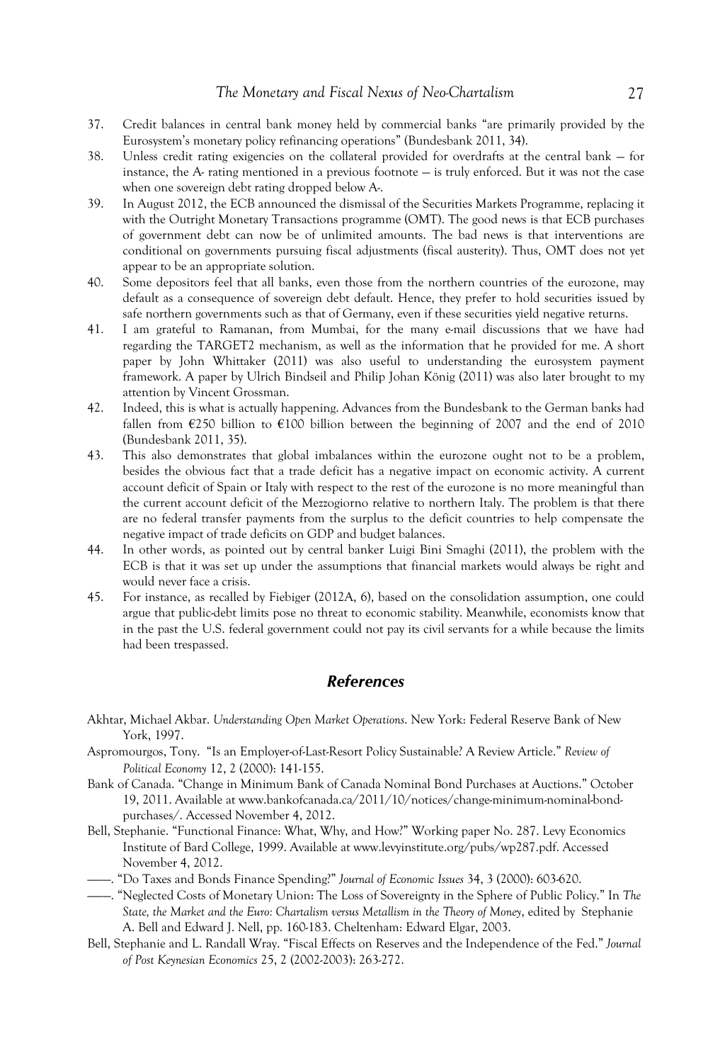37. Credit balances in central bank money held by commercial banks "are primarily provided by the Eurosystem's monetary policy refinancing operations" (Bundesbank 2011, 34).
38. Unless credit rating exigencies on the collateral provided for overdrafts at the central bank — for instance, the A- rating mentioned in a previous footnote — is truly enforced. But it was not the case when one sovereign debt rating dropped below A-.
39. In August 2012, the ECB announced the dismissal of the Securities Markets Programme, replacing it with the Outright Monetary Transactions programme (OMT). The good news is that ECB purchases of government debt can now be of unlimited amounts. The bad news is that interventions are conditional on governments pursuing fiscal adjustments (fiscal austerity). Thus, OMT does not yet appear to be an appropriate solution.
40. Some depositors feel that all banks, even those from the northern countries of the eurozone, may default as a consequence of sovereign debt default. Hence, they prefer to hold securities issued by safe northern governments such as that of Germany, even if these securities yield negative returns.
41. I am grateful to Ramanan, from Mumbai, for the many e-mail discussions that we have had regarding the TARGET2 mechanism, as well as the information that he provided for me. A short paper by John Whittaker (2011) was also useful to understanding the eurosystem payment framework. A paper by Ulrich Bindseil and Philip Johan König (2011) was also later brought to my attention by Vincent Grossman.
42. Indeed, this is what is actually happening. Advances from the Bundesbank to the German banks had fallen from €250 billion to €100 billion between the beginning of 2007 and the end of 2010 (Bundesbank 2011, 35).
43. This also demonstrates that global imbalances within the eurozone ought not to be a problem, besides the obvious fact that a trade deficit has a negative impact on economic activity. A current account deficit of Spain or Italy with respect to the rest of the eurozone is no more meaningful than the current account deficit of the Mezzogiorno relative to northern Italy. The problem is that there are no federal transfer payments from the surplus to the deficit countries to help compensate the negative impact of trade deficits on GDP and budget balances.
44. In other words, as pointed out by central banker Luigi Bini Smaghi (2011), the problem with the ECB is that it was set up under the assumptions that financial markets would always be right and would never face a crisis.
45. For instance, as recalled by Fiebiger (2012A, 6), based on the consolidation assumption, one could argue that public-debt limits pose no threat to economic stability. Meanwhile, economists know that in the past the U.S. federal government could not pay its civil servants for a while because the limits had been trespassed.

## References

Akhtar, Michael Akbar. *Understanding Open Market Operations*. New York: Federal Reserve Bank of New York, 1997.

Aspromourgos, Tony. "Is an Employer-of-Last-Resort Policy Sustainable? A Review Article." *Review of Political Economy* 12, 2 (2000): 141-155.

Bank of Canada. "Change in Minimum Bank of Canada Nominal Bond Purchases at Auctions." October 19, 2011. Available at www.bankofcanada.ca/2011/10/notices/change-minimum-nominal-bond-purchases/. Accessed November 4, 2012.

Bell, Stephanie. "Functional Finance: What, Why, and How?" Working paper No. 287. Levy Economics Institute of Bard College, 1999. Available at www.levyinstitute.org/pubs/wp287.pdf. Accessed November 4, 2012.

——. "Do Taxes and Bonds Finance Spending?" *Journal of Economic Issues* 34, 3 (2000): 603-620.

——. "Neglected Costs of Monetary Union: The Loss of Sovereignty in the Sphere of Public Policy." In *The State, the Market and the Euro: Chartalism versus Metallism in the Theory of Money*, edited by Stephanie A. Bell and Edward J. Nell, pp. 160-183. Cheltenham: Edward Elgar, 2003.

Bell, Stephanie and L. Randall Wray. "Fiscal Effects on Reserves and the Independence of the Fed." *Journal of Post Keynesian Economics* 25, 2 (2002-2003): 263-272.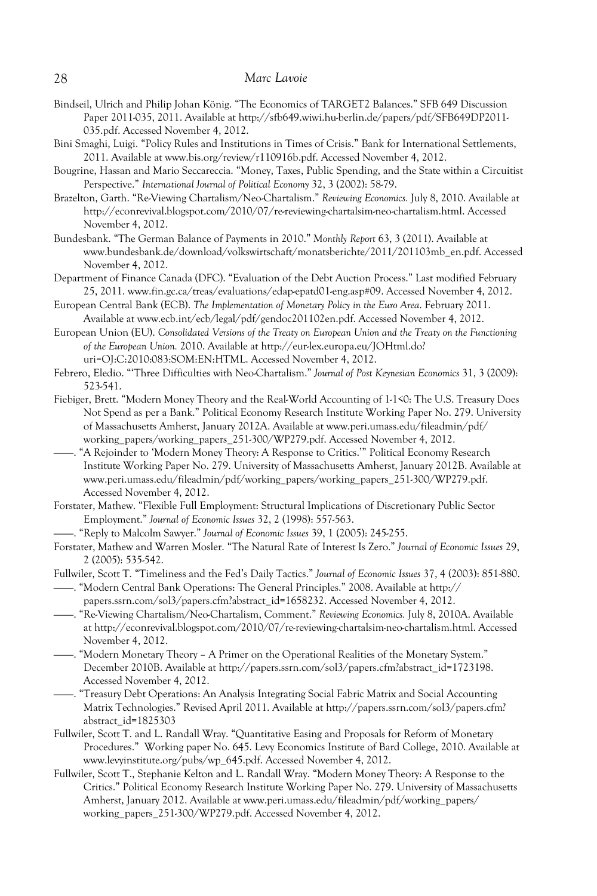Bindseil, Ulrich and Philip Johan König. "The Economics of TARGET2 Balances." SFB 649 Discussion Paper 2011-035, 2011. Available at http://sfb649.wiwi.hu-berlin.de/papers/pdf/SFB649DP2011-035.pdf. Accessed November 4, 2012.

Bini Smaghi, Luigi. "Policy Rules and Institutions in Times of Crisis." Bank for International Settlements, 2011. Available at www.bis.org/review/r110916b.pdf. Accessed November 4, 2012.

Bougrine, Hassan and Mario Seccareccia. "Money, Taxes, Public Spending, and the State within a Circuitist Perspective." *International Journal of Political Economy* 32, 3 (2002): 58-79.

Brazelton, Garth. "Re-Viewing Chartalism/Neo-Chartalism." *Reviewing Economics.* July 8, 2010. Available at http://econrevival.blogspot.com/2010/07/re-reviewing-chartalsim-neo-chartalism.html. Accessed November 4, 2012.

Bundesbank. "The German Balance of Payments in 2010." *Monthly Report* 63, 3 (2011). Available at www.bundesbank.de/download/volkswirtschaft/monatsberichte/2011/201103mb_en.pdf. Accessed November 4, 2012.

Department of Finance Canada (DFC). "Evaluation of the Debt Auction Process." Last modified February 25, 2011. www.fin.gc.ca/treas/evaluations/edap-epatd01-eng.asp#09. Accessed November 4, 2012.

European Central Bank (ECB). *The Implementation of Monetary Policy in the Euro Area.* February 2011. Available at www.ecb.int/ecb/legal/pdf/gendoc201102en.pdf. Accessed November 4, 2012.

European Union (EU). *Consolidated Versions of the Treaty on European Union and the Treaty on the Functioning of the European Union.* 2010. Available at http://eur-lex.europa.eu/JOHtml.do?uri=OJ:C:2010:083:SOM:EN:HTML. Accessed November 4, 2012.

Febrero, Eledio. "'Three Difficulties with Neo-Chartalism." *Journal of Post Keynesian Economics* 31, 3 (2009): 523-541.

Fiebiger, Brett. "Modern Money Theory and the Real-World Accounting of 1-1<0: The U.S. Treasury Does Not Spend as per a Bank." Political Economy Research Institute Working Paper No. 279. University of Massachusetts Amherst, January 2012A. Available at www.peri.umass.edu/fileadmin/pdf/working_papers/working_papers_251-300/WP279.pdf. Accessed November 4, 2012.

——. "A Rejoinder to 'Modern Money Theory: A Response to Critics.'" Political Economy Research Institute Working Paper No. 279. University of Massachusetts Amherst, January 2012B. Available at www.peri.umass.edu/fileadmin/pdf/working_papers/working_papers_251-300/WP279.pdf. Accessed November 4, 2012.

Forstater, Mathew. "Flexible Full Employment: Structural Implications of Discretionary Public Sector Employment." *Journal of Economic Issues* 32, 2 (1998): 557-563.

——. "Reply to Malcolm Sawyer." *Journal of Economic Issues* 39, 1 (2005): 245-255.

Forstater, Mathew and Warren Mosler. "The Natural Rate of Interest Is Zero." *Journal of Economic Issues* 29, 2 (2005): 535-542.

Fullwiler, Scott T. "Timeliness and the Fed's Daily Tactics." *Journal of Economic Issues* 37, 4 (2003): 851-880.

——. "Modern Central Bank Operations: The General Principles." 2008. Available at http://papers.ssrn.com/sol3/papers.cfm?abstract_id=1658232. Accessed November 4, 2012.

——. "Re-Viewing Chartalism/Neo-Chartalism, Comment." *Reviewing Economics.* July 8, 2010A. Available at http://econrevival.blogspot.com/2010/07/re-reviewing-chartalsim-neo-chartalism.html. Accessed November 4, 2012.

——. "Modern Monetary Theory – A Primer on the Operational Realities of the Monetary System." December 2010B. Available at http://papers.ssrn.com/sol3/papers.cfm?abstract_id=1723198. Accessed November 4, 2012.

——. "Treasury Debt Operations: An Analysis Integrating Social Fabric Matrix and Social Accounting Matrix Technologies." Revised April 2011. Available at http://papers.ssrn.com/sol3/papers.cfm?abstract_id=1825303

Fullwiler, Scott T. and L. Randall Wray. "Quantitative Easing and Proposals for Reform of Monetary Procedures." Working paper No. 645. Levy Economics Institute of Bard College, 2010. Available at www.levyinstitute.org/pubs/wp_645.pdf. Accessed November 4, 2012.

Fullwiler, Scott T., Stephanie Kelton and L. Randall Wray. "Modern Money Theory: A Response to the Critics." Political Economy Research Institute Working Paper No. 279. University of Massachusetts Amherst, January 2012. Available at www.peri.umass.edu/fileadmin/pdf/working_papers/working_papers_251-300/WP279.pdf. Accessed November 4, 2012.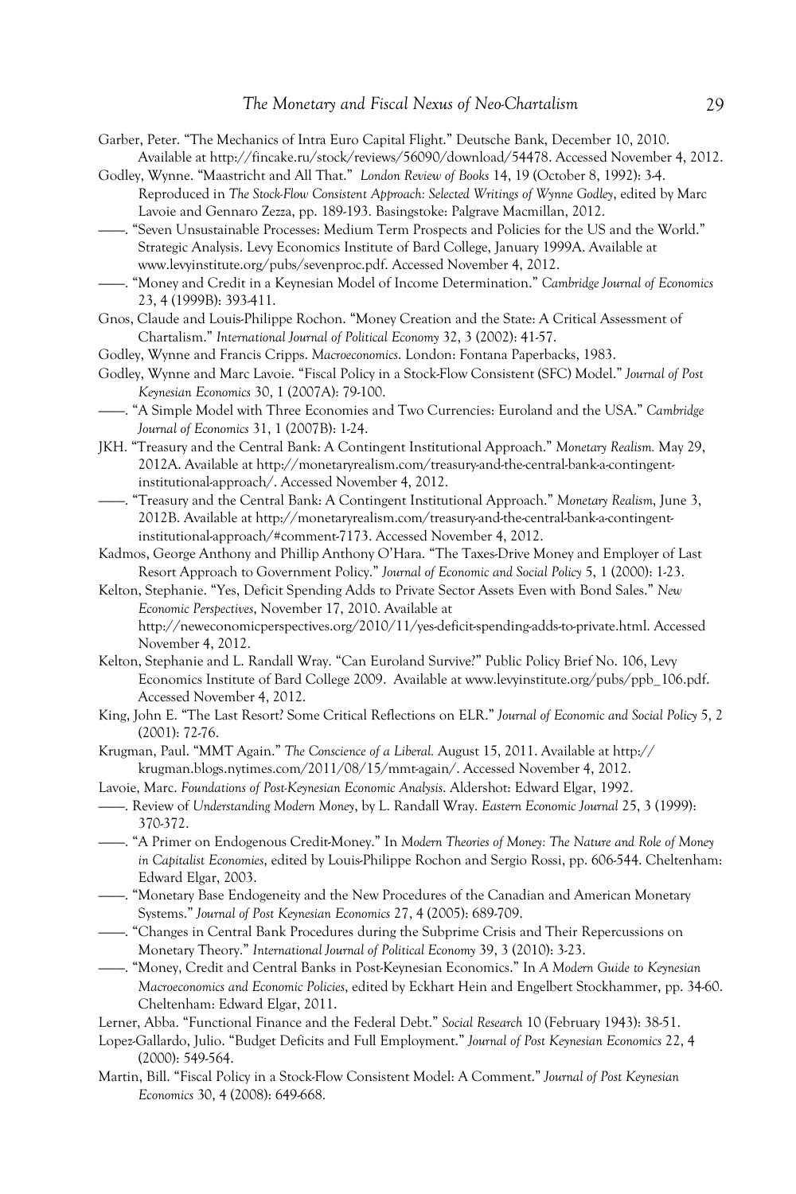Garber, Peter. "The Mechanics of Intra Euro Capital Flight." Deutsche Bank, December 10, 2010. Available at http://fincake.ru/stock/reviews/56090/download/54478. Accessed November 4, 2012.

Godley, Wynne. "Maastricht and All That." *London Review of Books* 14, 19 (October 8, 1992): 3-4. Reproduced in *The Stock-Flow Consistent Approach: Selected Writings of Wynne Godley*, edited by Marc Lavoie and Gennaro Zezza, pp. 189-193. Basingstoke: Palgrave Macmillan, 2012.

——. "Seven Unsustainable Processes: Medium Term Prospects and Policies for the US and the World." Strategic Analysis. Levy Economics Institute of Bard College, January 1999A. Available at www.levyinstitute.org/pubs/sevenproc.pdf. Accessed November 4, 2012.

——. "Money and Credit in a Keynesian Model of Income Determination." *Cambridge Journal of Economics* 23, 4 (1999B): 393-411.

Gnos, Claude and Louis-Philippe Rochon. "Money Creation and the State: A Critical Assessment of Chartalism." *International Journal of Political Economy* 32, 3 (2002): 41-57.

Godley, Wynne and Francis Cripps. *Macroeconomics*. London: Fontana Paperbacks, 1983.

Godley, Wynne and Marc Lavoie. "Fiscal Policy in a Stock-Flow Consistent (SFC) Model." *Journal of Post Keynesian Economics* 30, 1 (2007A): 79-100.

——. "A Simple Model with Three Economies and Two Currencies: Euroland and the USA." *Cambridge Journal of Economics* 31, 1 (2007B): 1-24.

JKH. "Treasury and the Central Bank: A Contingent Institutional Approach." *Monetary Realism.* May 29, 2012A. Available at http://monetaryrealism.com/treasury-and-the-central-bank-a-contingent-institutional-approach/. Accessed November 4, 2012.

——. "Treasury and the Central Bank: A Contingent Institutional Approach." *Monetary Realism*, June 3, 2012B. Available at http://monetaryrealism.com/treasury-and-the-central-bank-a-contingent-institutional-approach/#comment-7173. Accessed November 4, 2012.

Kadmos, George Anthony and Phillip Anthony O'Hara. "The Taxes-Drive Money and Employer of Last Resort Approach to Government Policy." *Journal of Economic and Social Policy* 5, 1 (2000): 1-23.

Kelton, Stephanie. "Yes, Deficit Spending Adds to Private Sector Assets Even with Bond Sales." *New Economic Perspectives*, November 17, 2010. Available at http://neweconomicperspectives.org/2010/11/yes-deficit-spending-adds-to-private.html. Accessed November 4, 2012.

Kelton, Stephanie and L. Randall Wray. "Can Euroland Survive?" Public Policy Brief No. 106, Levy Economics Institute of Bard College 2009. Available at www.levyinstitute.org/pubs/ppb_106.pdf. Accessed November 4, 2012.

King, John E. "The Last Resort? Some Critical Reflections on ELR." *Journal of Economic and Social Policy* 5, 2 (2001): 72-76.

Krugman, Paul. "MMT Again." *The Conscience of a Liberal.* August 15, 2011. Available at http://krugman.blogs.nytimes.com/2011/08/15/mmt-again/. Accessed November 4, 2012.

Lavoie, Marc. *Foundations of Post-Keynesian Economic Analysis*. Aldershot: Edward Elgar, 1992.

——. Review of *Understanding Modern Money*, by L. Randall Wray. *Eastern Economic Journal* 25, 3 (1999): 370-372.

——. "A Primer on Endogenous Credit-Money." In *Modern Theories of Money: The Nature and Role of Money in Capitalist Economies*, edited by Louis-Philippe Rochon and Sergio Rossi, pp. 606-544. Cheltenham: Edward Elgar, 2003.

——. "Monetary Base Endogeneity and the New Procedures of the Canadian and American Monetary Systems." *Journal of Post Keynesian Economics* 27, 4 (2005): 689-709.

——. "Changes in Central Bank Procedures during the Subprime Crisis and Their Repercussions on Monetary Theory." *International Journal of Political Economy* 39, 3 (2010): 3-23.

——. "Money, Credit and Central Banks in Post-Keynesian Economics." In *A Modern Guide to Keynesian Macroeconomics and Economic Policies*, edited by Eckhart Hein and Engelbert Stockhammer, pp. 34-60. Cheltenham: Edward Elgar, 2011.

Lerner, Abba. "Functional Finance and the Federal Debt." *Social Research* 10 (February 1943): 38-51.

Lopez-Gallardo, Julio. "Budget Deficits and Full Employment." *Journal of Post Keynesian Economics* 22, 4 (2000): 549-564.

Martin, Bill. "Fiscal Policy in a Stock-Flow Consistent Model: A Comment." *Journal of Post Keynesian Economics* 30, 4 (2008): 649-668.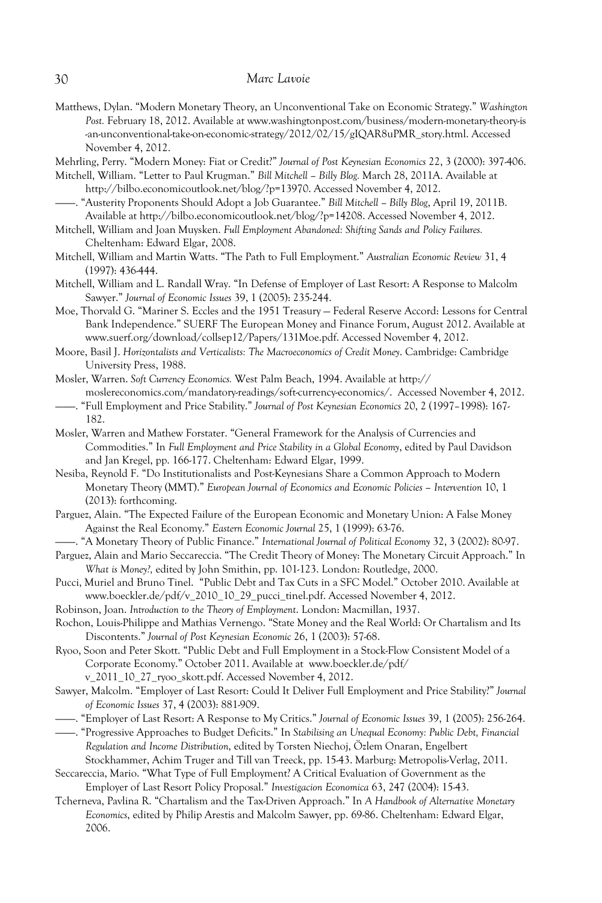Matthews, Dylan. "Modern Monetary Theory, an Unconventional Take on Economic Strategy." *Washington Post.* February 18, 2012. Available at www.washingtonpost.com/business/modern-monetary-theory-is-an-unconventional-take-on-economic-strategy/2012/02/15/gIQAR8uPMR_story.html. Accessed November 4, 2012.

Mehrling, Perry. "Modern Money: Fiat or Credit?" *Journal of Post Keynesian Economics* 22, 3 (2000): 397-406.

Mitchell, William. "Letter to Paul Krugman." *Bill Mitchell – Billy Blog.* March 28, 2011A. Available at http://bilbo.economicoutlook.net/blog/?p=13970. Accessed November 4, 2012.

——. "Austerity Proponents Should Adopt a Job Guarantee." *Bill Mitchell – Billy Blog*, April 19, 2011B. Available at http://bilbo.economicoutlook.net/blog/?p=14208. Accessed November 4, 2012.

Mitchell, William and Joan Muysken. *Full Employment Abandoned: Shifting Sands and Policy Failures.* Cheltenham: Edward Elgar, 2008.

Mitchell, William and Martin Watts. "The Path to Full Employment." *Australian Economic Review* 31, 4 (1997): 436-444.

Mitchell, William and L. Randall Wray. "In Defense of Employer of Last Resort: A Response to Malcolm Sawyer." *Journal of Economic Issues* 39, 1 (2005): 235-244.

Moe, Thorvald G. "Mariner S. Eccles and the 1951 Treasury — Federal Reserve Accord: Lessons for Central Bank Independence." SUERF The European Money and Finance Forum, August 2012. Available at www.suerf.org/download/collsep12/Papers/131Moe.pdf. Accessed November 4, 2012.

Moore, Basil J. *Horizontalists and Verticalists: The Macroeconomics of Credit Money*. Cambridge: Cambridge University Press, 1988.

Mosler, Warren. *Soft Currency Economics.* West Palm Beach, 1994. Available at http://moslereconomics.com/mandatory-readings/soft-currency-economics/. Accessed November 4, 2012.

——. "Full Employment and Price Stability." *Journal of Post Keynesian Economics* 20, 2 (1997–1998): 167-182.

Mosler, Warren and Mathew Forstater. "General Framework for the Analysis of Currencies and Commodities." In *Full Employment and Price Stability in a Global Economy*, edited by Paul Davidson and Jan Kregel, pp. 166-177. Cheltenham: Edward Elgar, 1999.

Nesiba, Reynold F. "Do Institutionalists and Post-Keynesians Share a Common Approach to Modern Monetary Theory (MMT)." *European Journal of Economics and Economic Policies – Intervention* 10, 1 (2013): forthcoming.

Parguez, Alain. "The Expected Failure of the European Economic and Monetary Union: A False Money Against the Real Economy." *Eastern Economic Journal* 25, 1 (1999): 63-76.

——. "A Monetary Theory of Public Finance." *International Journal of Political Economy* 32, 3 (2002): 80-97.

Parguez, Alain and Mario Seccareccia. "The Credit Theory of Money: The Monetary Circuit Approach." In *What is Money?,* edited by John Smithin, pp. 101-123. London: Routledge, 2000.

Pucci, Muriel and Bruno Tinel. "Public Debt and Tax Cuts in a SFC Model." October 2010. Available at www.boeckler.de/pdf/v_2010_10_29_pucci_tinel.pdf. Accessed November 4, 2012.

Robinson, Joan. *Introduction to the Theory of Employment*. London: Macmillan, 1937.

Rochon, Louis-Philippe and Mathias Vernengo. "State Money and the Real World: Or Chartalism and Its Discontents." *Journal of Post Keynesian Economic* 26, 1 (2003): 57-68.

Ryoo, Soon and Peter Skott. "Public Debt and Full Employment in a Stock-Flow Consistent Model of a Corporate Economy." October 2011. Available at www.boeckler.de/pdf/v_2011_10_27_ryoo_skott.pdf. Accessed November 4, 2012.

Sawyer, Malcolm. "Employer of Last Resort: Could It Deliver Full Employment and Price Stability?" *Journal of Economic Issues* 37, 4 (2003): 881-909.

——. "Employer of Last Resort: A Response to My Critics." *Journal of Economic Issues* 39, 1 (2005): 256-264.

——. "Progressive Approaches to Budget Deficits." In *Stabilising an Unequal Economy: Public Debt, Financial Regulation and Income Distribution*, edited by Torsten Niechoj, Özlem Onaran, Engelbert Stockhammer, Achim Truger and Till van Treeck, pp. 15-43. Marburg: Metropolis-Verlag, 2011.

Seccareccia, Mario. "What Type of Full Employment? A Critical Evaluation of Government as the Employer of Last Resort Policy Proposal." *Investigacion Economica* 63, 247 (2004): 15-43.

Tcherneva, Pavlina R. "Chartalism and the Tax-Driven Approach." In *A Handbook of Alternative Monetary Economics*, edited by Philip Arestis and Malcolm Sawyer, pp. 69-86. Cheltenham: Edward Elgar, 2006.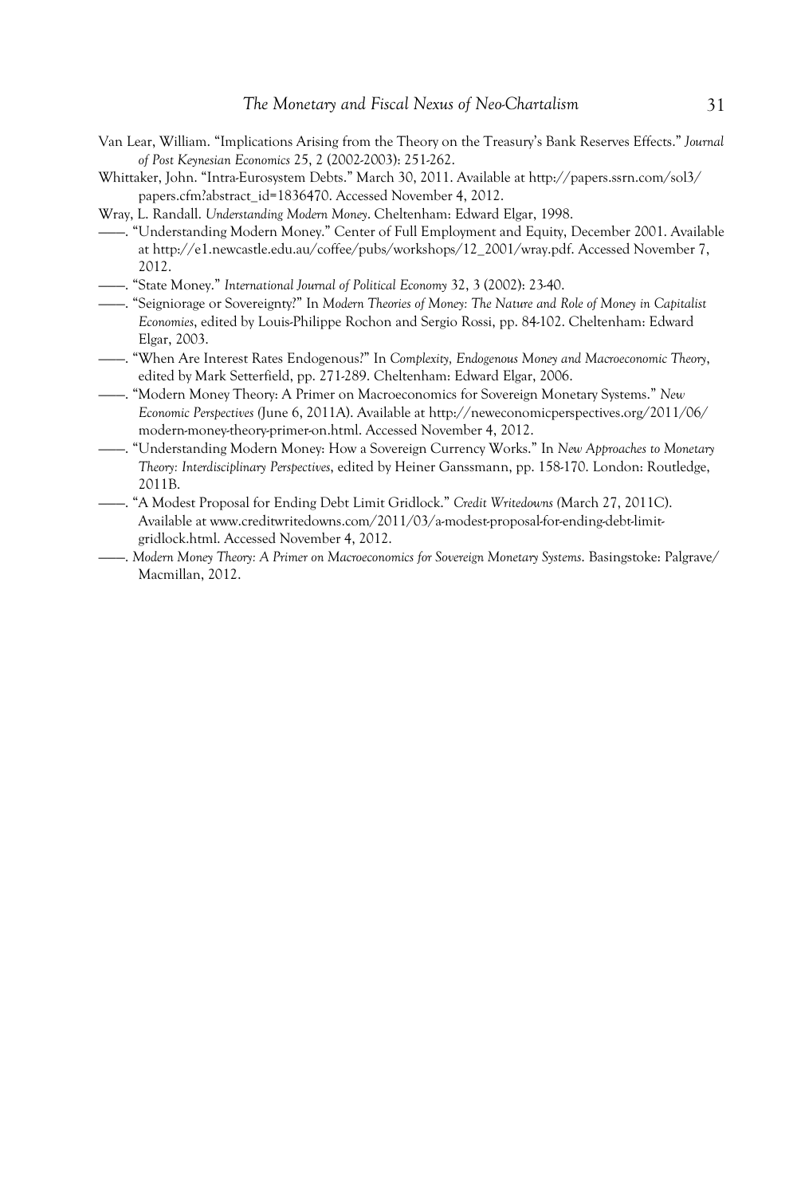Van Lear, William. "Implications Arising from the Theory on the Treasury's Bank Reserves Effects." *Journal of Post Keynesian Economics* 25, 2 (2002-2003): 251-262.

Whittaker, John. "Intra-Eurosystem Debts." March 30, 2011. Available at http://papers.ssrn.com/sol3/papers.cfm?abstract_id=1836470. Accessed November 4, 2012.

Wray, L. Randall. *Understanding Modern Money*. Cheltenham: Edward Elgar, 1998.

——. "Understanding Modern Money." Center of Full Employment and Equity, December 2001. Available at http://e1.newcastle.edu.au/coffee/pubs/workshops/12_2001/wray.pdf. Accessed November 7, 2012.

——. "State Money." *International Journal of Political Economy* 32, 3 (2002): 23-40.

——. "Seigniorage or Sovereignty?" In *Modern Theories of Money: The Nature and Role of Money in Capitalist Economies*, edited by Louis-Philippe Rochon and Sergio Rossi, pp. 84-102. Cheltenham: Edward Elgar, 2003.

——. "When Are Interest Rates Endogenous?" In *Complexity, Endogenous Money and Macroeconomic Theory*, edited by Mark Setterfield, pp. 271-289. Cheltenham: Edward Elgar, 2006.

——. "Modern Money Theory: A Primer on Macroeconomics for Sovereign Monetary Systems." *New Economic Perspectives* (June 6, 2011A). Available at http://neweconomicperspectives.org/2011/06/modern-money-theory-primer-on.html. Accessed November 4, 2012.

——. "Understanding Modern Money: How a Sovereign Currency Works." In *New Approaches to Monetary Theory: Interdisciplinary Perspectives*, edited by Heiner Ganssmann, pp. 158-170. London: Routledge, 2011B.

——. "A Modest Proposal for Ending Debt Limit Gridlock." *Credit Writedowns (*March 27, 2011C). Available at www.creditwritedowns.com/2011/03/a-modest-proposal-for-ending-debt-limit-gridlock.html. Accessed November 4, 2012.

——. *Modern Money Theory: A Primer on Macroeconomics for Sovereign Monetary Systems*. Basingstoke: Palgrave/Macmillan, 2012.